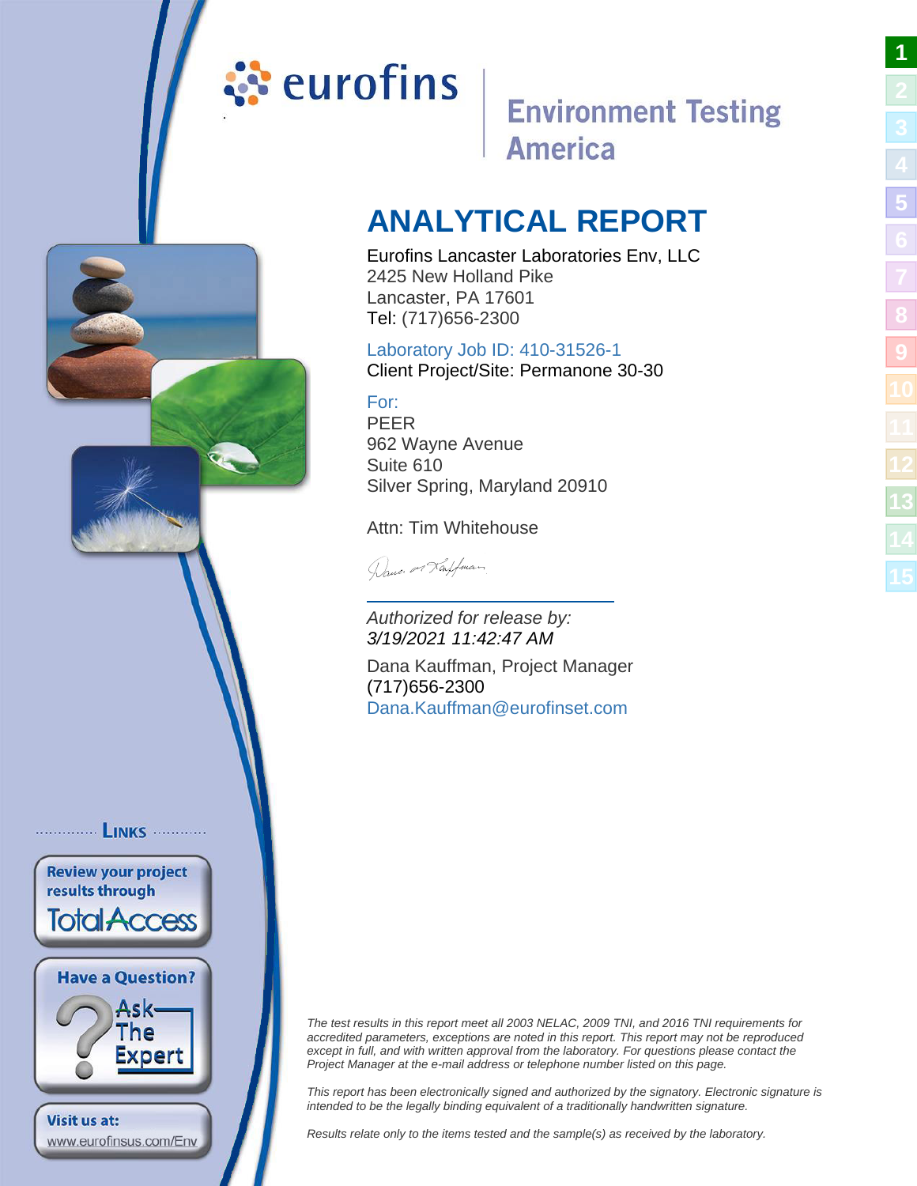eurofins | Environment Testing America

# ANALYTICAL REPORT

Eurofins Lancaster Laboratories Env, LLC
2425 New Holland Pike
Lancaster, PA 17601
Tel: (717)656-2300

Laboratory Job ID: 410-31526-1
Client Project/Site: Permanone 30-30

For:
PEER
962 Wayne Avenue
Suite 610
Silver Spring, Maryland 20910

Attn: Tim Whitehouse

*Authorized for release by:*
*3/19/2021 11:42:47 AM*

Dana Kauffman, Project Manager
(717)656-2300
Dana.Kauffman@eurofinset.com

LINKS

Review your project results through TotalAccess

Have a Question? Ask The Expert

Visit us at: www.eurofinsus.com/Env

*The test results in this report meet all 2003 NELAC, 2009 TNI, and 2016 TNI requirements for accredited parameters, exceptions are noted in this report. This report may not be reproduced except in full, and with written approval from the laboratory. For questions please contact the Project Manager at the e-mail address or telephone number listed on this page.*

*This report has been electronically signed and authorized by the signatory. Electronic signature is intended to be the legally binding equivalent of a traditionally handwritten signature.*

*Results relate only to the items tested and the sample(s) as received by the laboratory.*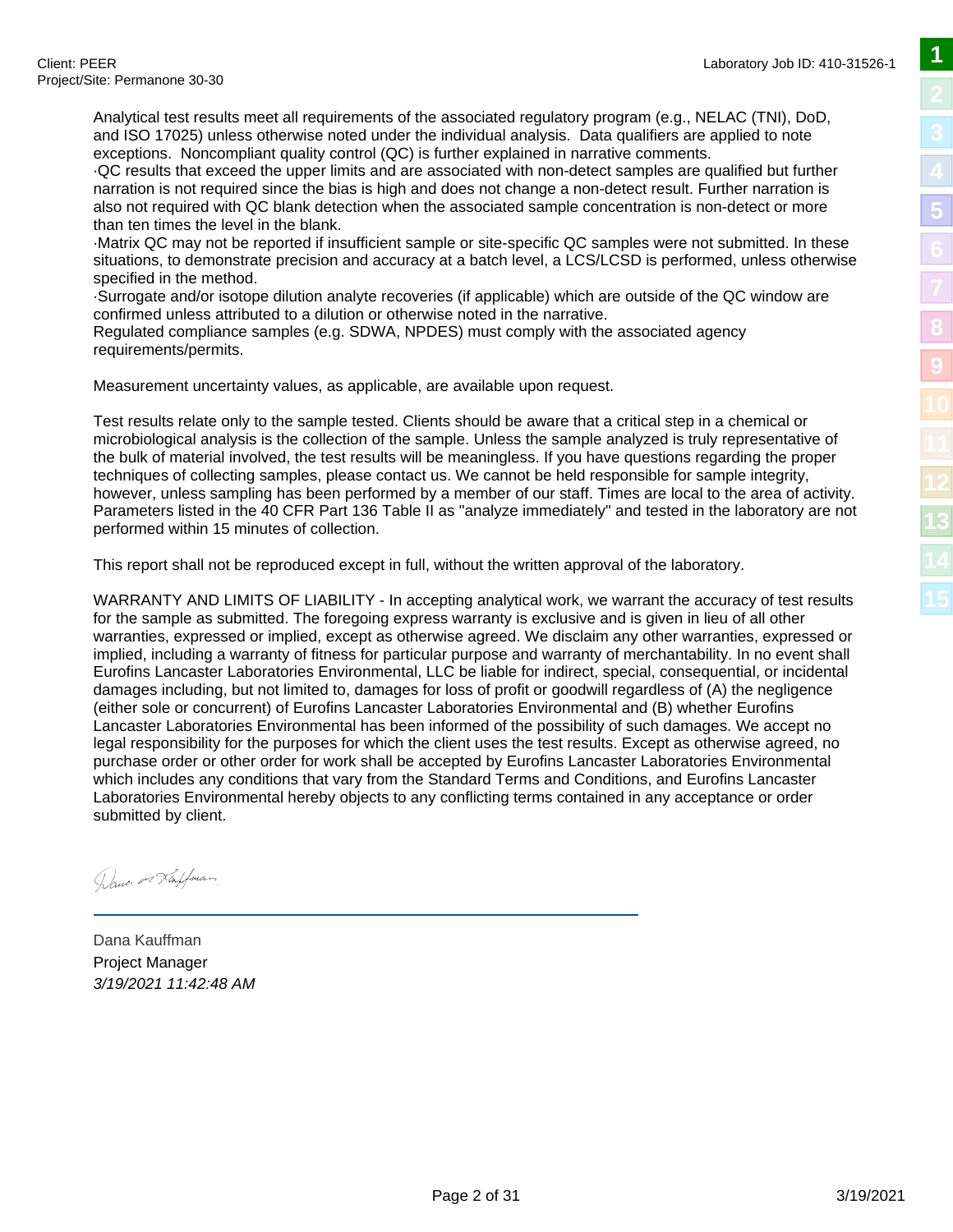Analytical test results meet all requirements of the associated regulatory program (e.g., NELAC (TNI), DoD, and ISO 17025) unless otherwise noted under the individual analysis. Data qualifiers are applied to note exceptions. Noncompliant quality control (QC) is further explained in narrative comments.

·QC results that exceed the upper limits and are associated with non-detect samples are qualified but further narration is not required since the bias is high and does not change a non-detect result. Further narration is also not required with QC blank detection when the associated sample concentration is non-detect or more than ten times the level in the blank.

·Matrix QC may not be reported if insufficient sample or site-specific QC samples were not submitted. In these situations, to demonstrate precision and accuracy at a batch level, a LCS/LCSD is performed, unless otherwise specified in the method.

·Surrogate and/or isotope dilution analyte recoveries (if applicable) which are outside of the QC window are confirmed unless attributed to a dilution or otherwise noted in the narrative.

Regulated compliance samples (e.g. SDWA, NPDES) must comply with the associated agency requirements/permits.

Measurement uncertainty values, as applicable, are available upon request.

Test results relate only to the sample tested. Clients should be aware that a critical step in a chemical or microbiological analysis is the collection of the sample. Unless the sample analyzed is truly representative of the bulk of material involved, the test results will be meaningless. If you have questions regarding the proper techniques of collecting samples, please contact us. We cannot be held responsible for sample integrity, however, unless sampling has been performed by a member of our staff. Times are local to the area of activity. Parameters listed in the 40 CFR Part 136 Table II as "analyze immediately" and tested in the laboratory are not performed within 15 minutes of collection.

This report shall not be reproduced except in full, without the written approval of the laboratory.

WARRANTY AND LIMITS OF LIABILITY - In accepting analytical work, we warrant the accuracy of test results for the sample as submitted. The foregoing express warranty is exclusive and is given in lieu of all other warranties, expressed or implied, except as otherwise agreed. We disclaim any other warranties, expressed or implied, including a warranty of fitness for particular purpose and warranty of merchantability. In no event shall Eurofins Lancaster Laboratories Environmental, LLC be liable for indirect, special, consequential, or incidental damages including, but not limited to, damages for loss of profit or goodwill regardless of (A) the negligence (either sole or concurrent) of Eurofins Lancaster Laboratories Environmental and (B) whether Eurofins Lancaster Laboratories Environmental has been informed of the possibility of such damages. We accept no legal responsibility for the purposes for which the client uses the test results. Except as otherwise agreed, no purchase order or other order for work shall be accepted by Eurofins Lancaster Laboratories Environmental which includes any conditions that vary from the Standard Terms and Conditions, and Eurofins Lancaster Laboratories Environmental hereby objects to any conflicting terms contained in any acceptance or order submitted by client.

Dana Kauffman
Project Manager
*3/19/2021 11:42:48 AM*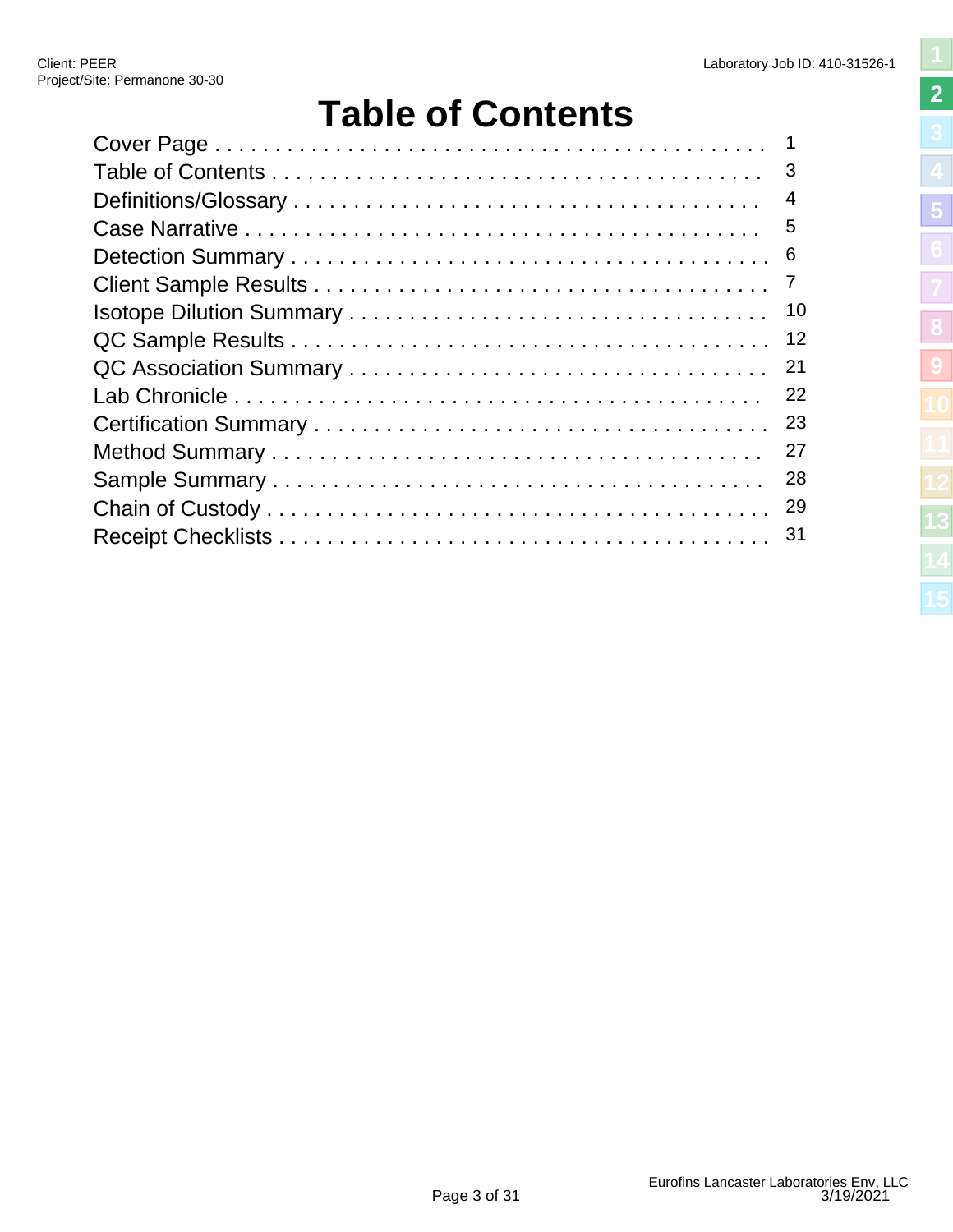# Table of Contents

| | |
|---|---|
| Cover Page | 1 |
| Table of Contents | 3 |
| Definitions/Glossary | 4 |
| Case Narrative | 5 |
| Detection Summary | 6 |
| Client Sample Results | 7 |
| Isotope Dilution Summary | 10 |
| QC Sample Results | 12 |
| QC Association Summary | 21 |
| Lab Chronicle | 22 |
| Certification Summary | 23 |
| Method Summary | 27 |
| Sample Summary | 28 |
| Chain of Custody | 29 |
| Receipt Checklists | 31 |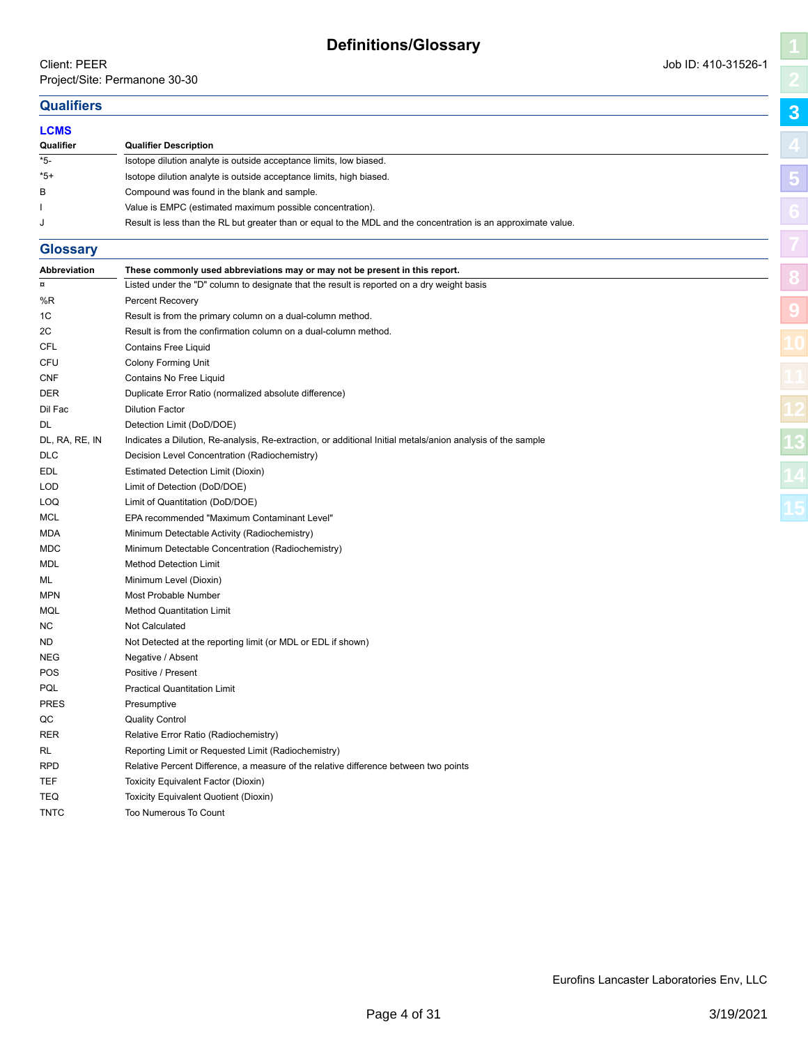# Definitions/Glossary

Client: PEER
Project/Site: Permanone 30-30

Job ID: 410-31526-1

## Qualifiers

### LCMS

| Qualifier | Qualifier Description |
| --- | --- |
| *5- | Isotope dilution analyte is outside acceptance limits, low biased. |
| *5+ | Isotope dilution analyte is outside acceptance limits, high biased. |
| B | Compound was found in the blank and sample. |
| I | Value is EMPC (estimated maximum possible concentration). |
| J | Result is less than the RL but greater than or equal to the MDL and the concentration is an approximate value. |

## Glossary

| Abbreviation | These commonly used abbreviations may or may not be present in this report. |
| --- | --- |
| ¤ | Listed under the "D" column to designate that the result is reported on a dry weight basis |
| %R | Percent Recovery |
| 1C | Result is from the primary column on a dual-column method. |
| 2C | Result is from the confirmation column on a dual-column method. |
| CFL | Contains Free Liquid |
| CFU | Colony Forming Unit |
| CNF | Contains No Free Liquid |
| DER | Duplicate Error Ratio (normalized absolute difference) |
| Dil Fac | Dilution Factor |
| DL | Detection Limit (DoD/DOE) |
| DL, RA, RE, IN | Indicates a Dilution, Re-analysis, Re-extraction, or additional Initial metals/anion analysis of the sample |
| DLC | Decision Level Concentration (Radiochemistry) |
| EDL | Estimated Detection Limit (Dioxin) |
| LOD | Limit of Detection (DoD/DOE) |
| LOQ | Limit of Quantitation (DoD/DOE) |
| MCL | EPA recommended "Maximum Contaminant Level" |
| MDA | Minimum Detectable Activity (Radiochemistry) |
| MDC | Minimum Detectable Concentration (Radiochemistry) |
| MDL | Method Detection Limit |
| ML | Minimum Level (Dioxin) |
| MPN | Most Probable Number |
| MQL | Method Quantitation Limit |
| NC | Not Calculated |
| ND | Not Detected at the reporting limit (or MDL or EDL if shown) |
| NEG | Negative / Absent |
| POS | Positive / Present |
| PQL | Practical Quantitation Limit |
| PRES | Presumptive |
| QC | Quality Control |
| RER | Relative Error Ratio (Radiochemistry) |
| RL | Reporting Limit or Requested Limit (Radiochemistry) |
| RPD | Relative Percent Difference, a measure of the relative difference between two points |
| TEF | Toxicity Equivalent Factor (Dioxin) |
| TEQ | Toxicity Equivalent Quotient (Dioxin) |
| TNTC | Too Numerous To Count |

Eurofins Lancaster Laboratories Env, LLC

3/19/2021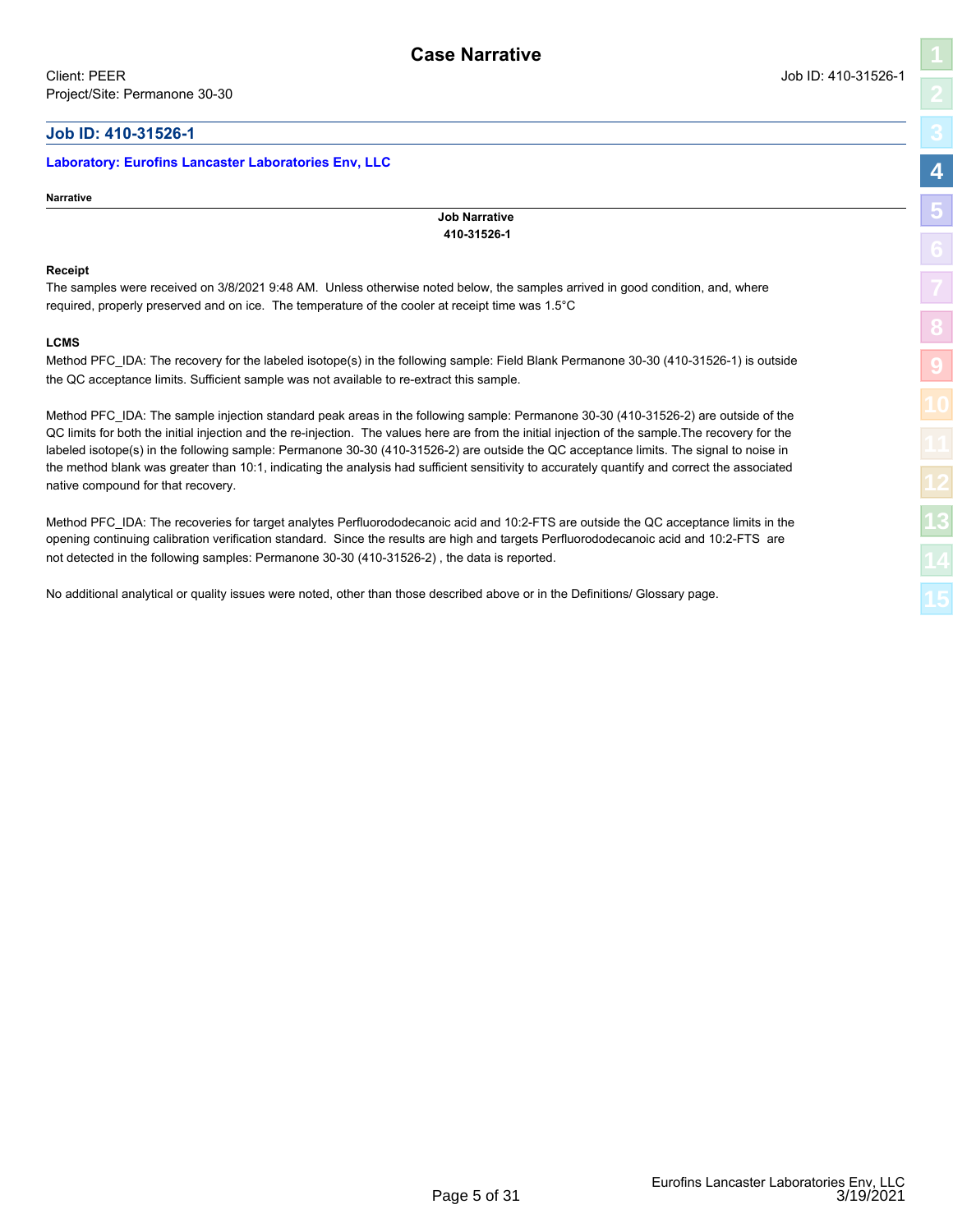# Case Narrative

Client: PEER

Job ID: 410-31526-1

Project/Site: Permanone 30-30

## Job ID: 410-31526-1

### Laboratory: Eurofins Lancaster Laboratories Env, LLC

**Narrative**

**Job Narrative**
**410-31526-1**

**Receipt**

The samples were received on 3/8/2021 9:48 AM. Unless otherwise noted below, the samples arrived in good condition, and, where required, properly preserved and on ice. The temperature of the cooler at receipt time was 1.5°C

**LCMS**

Method PFC_IDA: The recovery for the labeled isotope(s) in the following sample: Field Blank Permanone 30-30 (410-31526-1) is outside the QC acceptance limits. Sufficient sample was not available to re-extract this sample.

Method PFC_IDA: The sample injection standard peak areas in the following sample: Permanone 30-30 (410-31526-2) are outside of the QC limits for both the initial injection and the re-injection. The values here are from the initial injection of the sample.The recovery for the labeled isotope(s) in the following sample: Permanone 30-30 (410-31526-2) are outside the QC acceptance limits. The signal to noise in the method blank was greater than 10:1, indicating the analysis had sufficient sensitivity to accurately quantify and correct the associated native compound for that recovery.

Method PFC_IDA: The recoveries for target analytes Perfluorododecanoic acid and 10:2-FTS are outside the QC acceptance limits in the opening continuing calibration verification standard. Since the results are high and targets Perfluorododecanoic acid and 10:2-FTS are not detected in the following samples: Permanone 30-30 (410-31526-2) , the data is reported.

No additional analytical or quality issues were noted, other than those described above or in the Definitions/ Glossary page.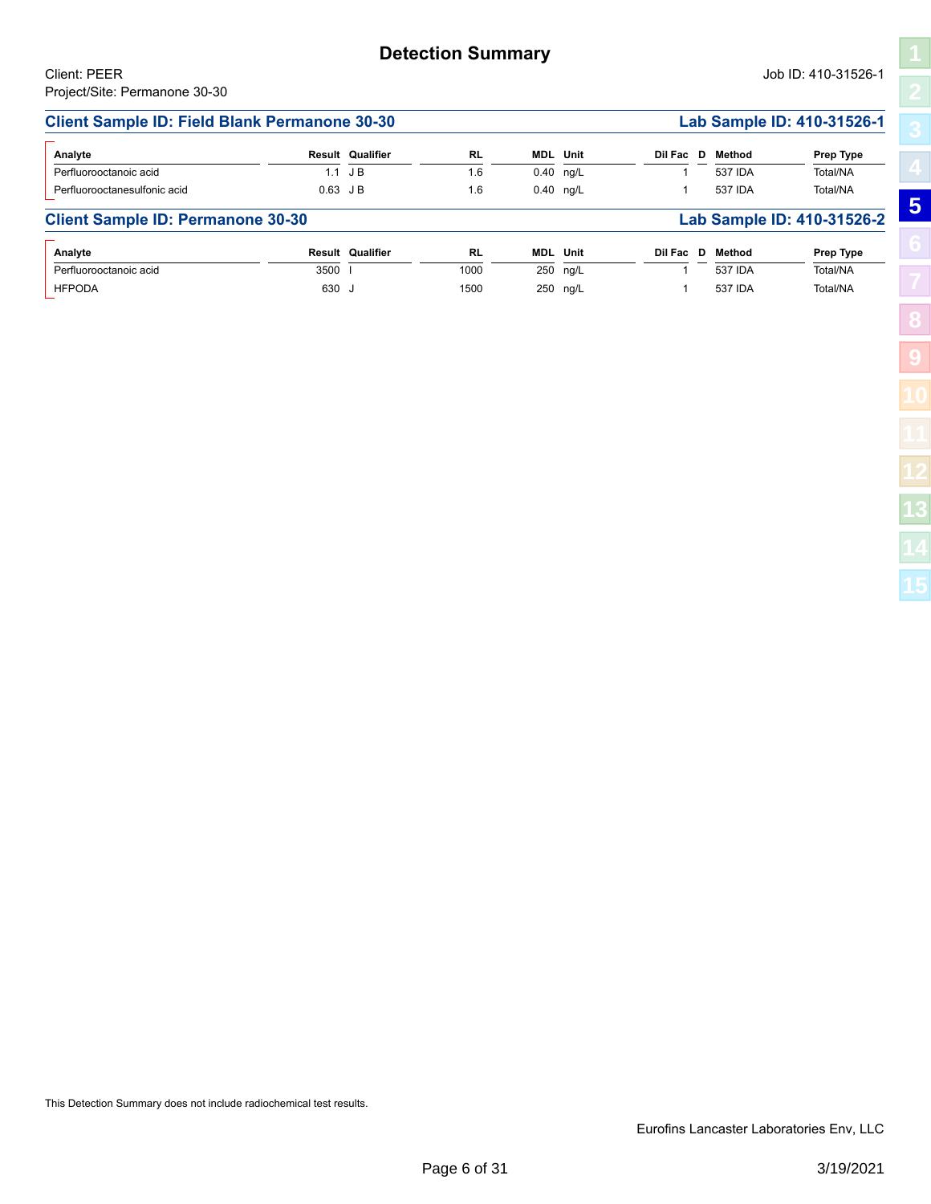# Detection Summary

Client: PEER
Project/Site: Permanone 30-30

Job ID: 410-31526-1

## Client Sample ID: Field Blank Permanone 30-30 — Lab Sample ID: 410-31526-1

| Analyte | Result | Qualifier | RL | MDL | Unit | Dil Fac | D | Method | Prep Type |
|---|---|---|---|---|---|---|---|---|---|
| Perfluorooctanoic acid | 1.1 | J B | 1.6 | 0.40 | ng/L | 1 | | 537 IDA | Total/NA |
| Perfluorooctanesulfonic acid | 0.63 | J B | 1.6 | 0.40 | ng/L | 1 | | 537 IDA | Total/NA |

## Client Sample ID: Permanone 30-30 — Lab Sample ID: 410-31526-2

| Analyte | Result | Qualifier | RL | MDL | Unit | Dil Fac | D | Method | Prep Type |
|---|---|---|---|---|---|---|---|---|---|
| Perfluorooctanoic acid | 3500 | I | 1000 | 250 | ng/L | 1 | | 537 IDA | Total/NA |
| HFPODA | 630 | J | 1500 | 250 | ng/L | 1 | | 537 IDA | Total/NA |

This Detection Summary does not include radiochemical test results.

Eurofins Lancaster Laboratories Env, LLC

3/19/2021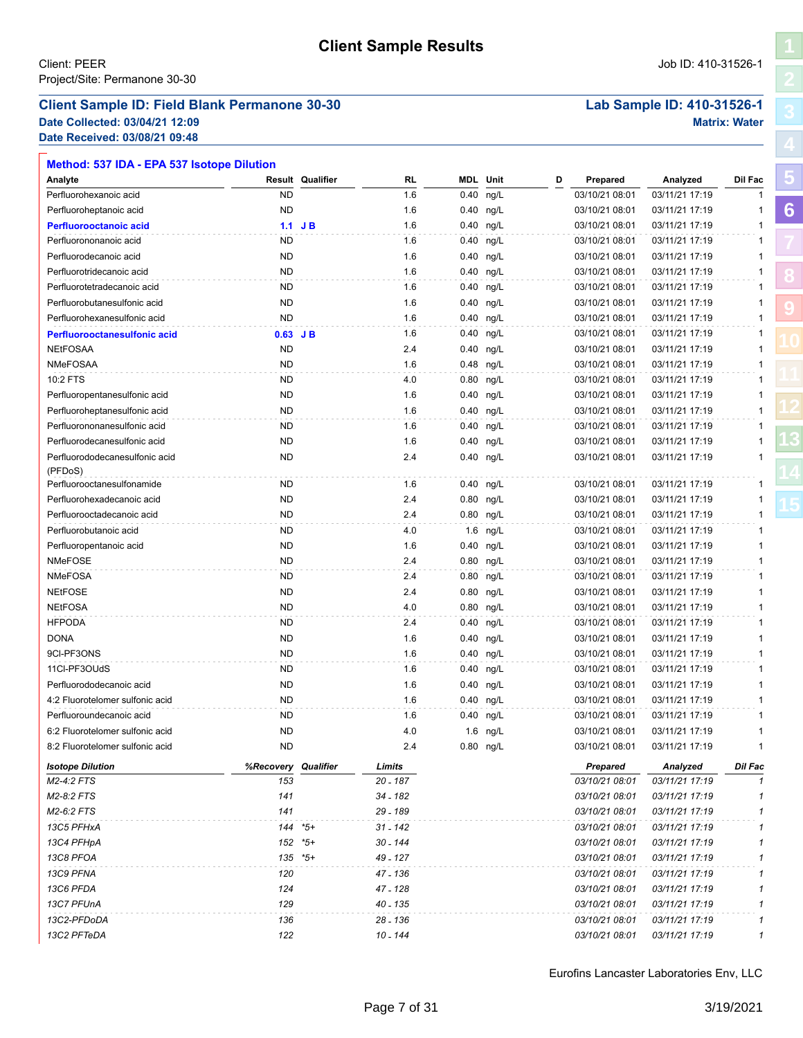# Client Sample Results

Client: PEER
Project/Site: Permanone 30-30

Job ID: 410-31526-1

**Client Sample ID: Field Blank Permanone 30-30**
**Date Collected: 03/04/21 12:09**
**Date Received: 03/08/21 09:48**

**Lab Sample ID: 410-31526-1**
**Matrix: Water**

**Method: 537 IDA - EPA 537 Isotope Dilution**

| Analyte | Result | Qualifier | RL | MDL | Unit | D | Prepared | Analyzed | Dil Fac |
|---|---|---|---|---|---|---|---|---|---|
| Perfluorohexanoic acid | ND | | 1.6 | 0.40 | ng/L | | 03/10/21 08:01 | 03/11/21 17:19 | 1 |
| Perfluoroheptanoic acid | ND | | 1.6 | 0.40 | ng/L | | 03/10/21 08:01 | 03/11/21 17:19 | 1 |
| **Perfluorooctanoic acid** | **1.1** | **J B** | 1.6 | 0.40 | ng/L | | 03/10/21 08:01 | 03/11/21 17:19 | 1 |
| Perfluorononanoic acid | ND | | 1.6 | 0.40 | ng/L | | 03/10/21 08:01 | 03/11/21 17:19 | 1 |
| Perfluorodecanoic acid | ND | | 1.6 | 0.40 | ng/L | | 03/10/21 08:01 | 03/11/21 17:19 | 1 |
| Perfluorotridecanoic acid | ND | | 1.6 | 0.40 | ng/L | | 03/10/21 08:01 | 03/11/21 17:19 | 1 |
| Perfluorotetradecanoic acid | ND | | 1.6 | 0.40 | ng/L | | 03/10/21 08:01 | 03/11/21 17:19 | 1 |
| Perfluorobutanesulfonic acid | ND | | 1.6 | 0.40 | ng/L | | 03/10/21 08:01 | 03/11/21 17:19 | 1 |
| Perfluorohexanesulfonic acid | ND | | 1.6 | 0.40 | ng/L | | 03/10/21 08:01 | 03/11/21 17:19 | 1 |
| **Perfluorooctanesulfonic acid** | **0.63** | **J B** | 1.6 | 0.40 | ng/L | | 03/10/21 08:01 | 03/11/21 17:19 | 1 |
| NEtFOSAA | ND | | 2.4 | 0.40 | ng/L | | 03/10/21 08:01 | 03/11/21 17:19 | 1 |
| NMeFOSAA | ND | | 1.6 | 0.48 | ng/L | | 03/10/21 08:01 | 03/11/21 17:19 | 1 |
| 10:2 FTS | ND | | 4.0 | 0.80 | ng/L | | 03/10/21 08:01 | 03/11/21 17:19 | 1 |
| Perfluoropentanesulfonic acid | ND | | 1.6 | 0.40 | ng/L | | 03/10/21 08:01 | 03/11/21 17:19 | 1 |
| Perfluoroheptanesulfonic acid | ND | | 1.6 | 0.40 | ng/L | | 03/10/21 08:01 | 03/11/21 17:19 | 1 |
| Perfluorononanesulfonic acid | ND | | 1.6 | 0.40 | ng/L | | 03/10/21 08:01 | 03/11/21 17:19 | 1 |
| Perfluorodecanesulfonic acid | ND | | 1.6 | 0.40 | ng/L | | 03/10/21 08:01 | 03/11/21 17:19 | 1 |
| Perfluorododecanesulfonic acid (PFDoS) | ND | | 2.4 | 0.40 | ng/L | | 03/10/21 08:01 | 03/11/21 17:19 | 1 |
| Perfluorooctanesulfonamide | ND | | 1.6 | 0.40 | ng/L | | 03/10/21 08:01 | 03/11/21 17:19 | 1 |
| Perfluorohexadecanoic acid | ND | | 2.4 | 0.80 | ng/L | | 03/10/21 08:01 | 03/11/21 17:19 | 1 |
| Perfluorooctadecanoic acid | ND | | 2.4 | 0.80 | ng/L | | 03/10/21 08:01 | 03/11/21 17:19 | 1 |
| Perfluorobutanoic acid | ND | | 4.0 | 1.6 | ng/L | | 03/10/21 08:01 | 03/11/21 17:19 | 1 |
| Perfluoropentanoic acid | ND | | 1.6 | 0.40 | ng/L | | 03/10/21 08:01 | 03/11/21 17:19 | 1 |
| NMeFOSE | ND | | 2.4 | 0.80 | ng/L | | 03/10/21 08:01 | 03/11/21 17:19 | 1 |
| NMeFOSA | ND | | 2.4 | 0.80 | ng/L | | 03/10/21 08:01 | 03/11/21 17:19 | 1 |
| NEtFOSE | ND | | 2.4 | 0.80 | ng/L | | 03/10/21 08:01 | 03/11/21 17:19 | 1 |
| NEtFOSA | ND | | 4.0 | 0.80 | ng/L | | 03/10/21 08:01 | 03/11/21 17:19 | 1 |
| HFPODA | ND | | 2.4 | 0.40 | ng/L | | 03/10/21 08:01 | 03/11/21 17:19 | 1 |
| DONA | ND | | 1.6 | 0.40 | ng/L | | 03/10/21 08:01 | 03/11/21 17:19 | 1 |
| 9Cl-PF3ONS | ND | | 1.6 | 0.40 | ng/L | | 03/10/21 08:01 | 03/11/21 17:19 | 1 |
| 11Cl-PF3OUdS | ND | | 1.6 | 0.40 | ng/L | | 03/10/21 08:01 | 03/11/21 17:19 | 1 |
| Perfluorododecanoic acid | ND | | 1.6 | 0.40 | ng/L | | 03/10/21 08:01 | 03/11/21 17:19 | 1 |
| 4:2 Fluorotelomer sulfonic acid | ND | | 1.6 | 0.40 | ng/L | | 03/10/21 08:01 | 03/11/21 17:19 | 1 |
| Perfluoroundecanoic acid | ND | | 1.6 | 0.40 | ng/L | | 03/10/21 08:01 | 03/11/21 17:19 | 1 |
| 6:2 Fluorotelomer sulfonic acid | ND | | 4.0 | 1.6 | ng/L | | 03/10/21 08:01 | 03/11/21 17:19 | 1 |
| 8:2 Fluorotelomer sulfonic acid | ND | | 2.4 | 0.80 | ng/L | | 03/10/21 08:01 | 03/11/21 17:19 | 1 |

| *Isotope Dilution* | *%Recovery* | *Qualifier* | *Limits* | *Prepared* | *Analyzed* | *Dil Fac* |
|---|---|---|---|---|---|---|
| *M2-4:2 FTS* | *153* | | *20 - 187* | *03/10/21 08:01* | *03/11/21 17:19* | *1* |
| *M2-8:2 FTS* | *141* | | *34 - 182* | *03/10/21 08:01* | *03/11/21 17:19* | *1* |
| *M2-6:2 FTS* | *141* | | *29 - 189* | *03/10/21 08:01* | *03/11/21 17:19* | *1* |
| *13C5 PFHxA* | *144* | *\*5+* | *31 - 142* | *03/10/21 08:01* | *03/11/21 17:19* | *1* |
| *13C4 PFHpA* | *152* | *\*5+* | *30 - 144* | *03/10/21 08:01* | *03/11/21 17:19* | *1* |
| *13C8 PFOA* | *135* | *\*5+* | *49 - 127* | *03/10/21 08:01* | *03/11/21 17:19* | *1* |
| *13C9 PFNA* | *120* | | *47 - 136* | *03/10/21 08:01* | *03/11/21 17:19* | *1* |
| *13C6 PFDA* | *124* | | *47 - 128* | *03/10/21 08:01* | *03/11/21 17:19* | *1* |
| *13C7 PFUnA* | *129* | | *40 - 135* | *03/10/21 08:01* | *03/11/21 17:19* | *1* |
| *13C2-PFDoDA* | *136* | | *28 - 136* | *03/10/21 08:01* | *03/11/21 17:19* | *1* |
| *13C2 PFTeDA* | *122* | | *10 - 144* | *03/10/21 08:01* | *03/11/21 17:19* | *1* |

Eurofins Lancaster Laboratories Env, LLC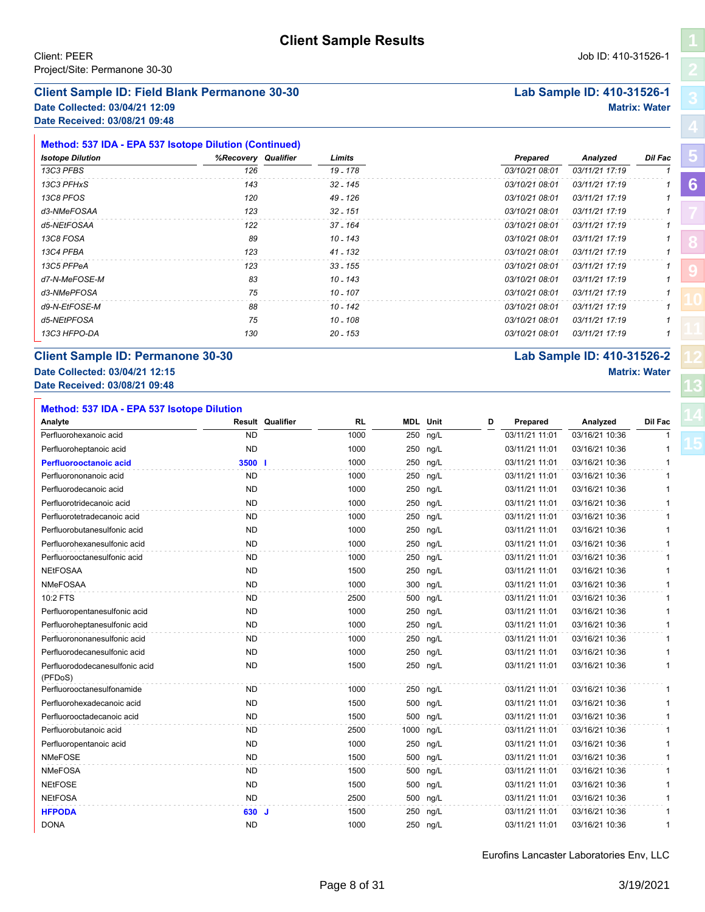# Client Sample Results

Client: PEER
Project/Site: Permanone 30-30

Job ID: 410-31526-1

## Client Sample ID: Field Blank Permanone 30-30

**Lab Sample ID: 410-31526-1**

**Date Collected: 03/04/21 12:09**
**Date Received: 03/08/21 09:48**

**Matrix: Water**

### Method: 537 IDA - EPA 537 Isotope Dilution (Continued)

| *Isotope Dilution* | *%Recovery* | *Qualifier* | *Limits* | *Prepared* | *Analyzed* | *Dil Fac* |
|---|---|---|---|---|---|---|
| *13C3 PFBS* | *126* | | *19 - 178* | *03/10/21 08:01* | *03/11/21 17:19* | *1* |
| *13C3 PFHxS* | *143* | | *32 - 145* | *03/10/21 08:01* | *03/11/21 17:19* | *1* |
| *13C8 PFOS* | *120* | | *49 - 126* | *03/10/21 08:01* | *03/11/21 17:19* | *1* |
| *d3-NMeFOSAA* | *123* | | *32 - 151* | *03/10/21 08:01* | *03/11/21 17:19* | *1* |
| *d5-NEtFOSAA* | *122* | | *37 - 164* | *03/10/21 08:01* | *03/11/21 17:19* | *1* |
| *13C8 FOSA* | *89* | | *10 - 143* | *03/10/21 08:01* | *03/11/21 17:19* | *1* |
| *13C4 PFBA* | *123* | | *41 - 132* | *03/10/21 08:01* | *03/11/21 17:19* | *1* |
| *13C5 PFPeA* | *123* | | *33 - 155* | *03/10/21 08:01* | *03/11/21 17:19* | *1* |
| *d7-N-MeFOSE-M* | *83* | | *10 - 143* | *03/10/21 08:01* | *03/11/21 17:19* | *1* |
| *d3-NMePFOSA* | *75* | | *10 - 107* | *03/10/21 08:01* | *03/11/21 17:19* | *1* |
| *d9-N-EtFOSE-M* | *88* | | *10 - 142* | *03/10/21 08:01* | *03/11/21 17:19* | *1* |
| *d5-NEtPFOSA* | *75* | | *10 - 108* | *03/10/21 08:01* | *03/11/21 17:19* | *1* |
| *13C3 HFPO-DA* | *130* | | *20 - 153* | *03/10/21 08:01* | *03/11/21 17:19* | *1* |

## Client Sample ID: Permanone 30-30

**Lab Sample ID: 410-31526-2**

**Date Collected: 03/04/21 12:15**
**Date Received: 03/08/21 09:48**

**Matrix: Water**

### Method: 537 IDA - EPA 537 Isotope Dilution

| Analyte | Result | Qualifier | RL | MDL | Unit | D | Prepared | Analyzed | Dil Fac |
|---|---|---|---|---|---|---|---|---|---|
| Perfluorohexanoic acid | ND | | 1000 | 250 | ng/L | | 03/11/21 11:01 | 03/16/21 10:36 | 1 |
| Perfluoroheptanoic acid | ND | | 1000 | 250 | ng/L | | 03/11/21 11:01 | 03/16/21 10:36 | 1 |
| **Perfluorooctanoic acid** | **3500** | **I** | 1000 | 250 | ng/L | | 03/11/21 11:01 | 03/16/21 10:36 | 1 |
| Perfluorononanoic acid | ND | | 1000 | 250 | ng/L | | 03/11/21 11:01 | 03/16/21 10:36 | 1 |
| Perfluorodecanoic acid | ND | | 1000 | 250 | ng/L | | 03/11/21 11:01 | 03/16/21 10:36 | 1 |
| Perfluorotridecanoic acid | ND | | 1000 | 250 | ng/L | | 03/11/21 11:01 | 03/16/21 10:36 | 1 |
| Perfluorotetradecanoic acid | ND | | 1000 | 250 | ng/L | | 03/11/21 11:01 | 03/16/21 10:36 | 1 |
| Perfluorobutanesulfonic acid | ND | | 1000 | 250 | ng/L | | 03/11/21 11:01 | 03/16/21 10:36 | 1 |
| Perfluorohexanesulfonic acid | ND | | 1000 | 250 | ng/L | | 03/11/21 11:01 | 03/16/21 10:36 | 1 |
| Perfluorooctanesulfonic acid | ND | | 1000 | 250 | ng/L | | 03/11/21 11:01 | 03/16/21 10:36 | 1 |
| NEtFOSAA | ND | | 1500 | 250 | ng/L | | 03/11/21 11:01 | 03/16/21 10:36 | 1 |
| NMeFOSAA | ND | | 1000 | 300 | ng/L | | 03/11/21 11:01 | 03/16/21 10:36 | 1 |
| 10:2 FTS | ND | | 2500 | 500 | ng/L | | 03/11/21 11:01 | 03/16/21 10:36 | 1 |
| Perfluoropentanesulfonic acid | ND | | 1000 | 250 | ng/L | | 03/11/21 11:01 | 03/16/21 10:36 | 1 |
| Perfluoroheptanesulfonic acid | ND | | 1000 | 250 | ng/L | | 03/11/21 11:01 | 03/16/21 10:36 | 1 |
| Perfluorononanesulfonic acid | ND | | 1000 | 250 | ng/L | | 03/11/21 11:01 | 03/16/21 10:36 | 1 |
| Perfluorodecanesulfonic acid | ND | | 1000 | 250 | ng/L | | 03/11/21 11:01 | 03/16/21 10:36 | 1 |
| Perfluorododecanesulfonic acid (PFDoS) | ND | | 1500 | 250 | ng/L | | 03/11/21 11:01 | 03/16/21 10:36 | 1 |
| Perfluorooctanesulfonamide | ND | | 1000 | 250 | ng/L | | 03/11/21 11:01 | 03/16/21 10:36 | 1 |
| Perfluorohexadecanoic acid | ND | | 1500 | 500 | ng/L | | 03/11/21 11:01 | 03/16/21 10:36 | 1 |
| Perfluorooctadecanoic acid | ND | | 1500 | 500 | ng/L | | 03/11/21 11:01 | 03/16/21 10:36 | 1 |
| Perfluorobutanoic acid | ND | | 2500 | 1000 | ng/L | | 03/11/21 11:01 | 03/16/21 10:36 | 1 |
| Perfluoropentanoic acid | ND | | 1000 | 250 | ng/L | | 03/11/21 11:01 | 03/16/21 10:36 | 1 |
| NMeFOSE | ND | | 1500 | 500 | ng/L | | 03/11/21 11:01 | 03/16/21 10:36 | 1 |
| NMeFOSA | ND | | 1500 | 500 | ng/L | | 03/11/21 11:01 | 03/16/21 10:36 | 1 |
| NEtFOSE | ND | | 1500 | 500 | ng/L | | 03/11/21 11:01 | 03/16/21 10:36 | 1 |
| NEtFOSA | ND | | 2500 | 500 | ng/L | | 03/11/21 11:01 | 03/16/21 10:36 | 1 |
| **HFPODA** | **630** | **J** | 1500 | 250 | ng/L | | 03/11/21 11:01 | 03/16/21 10:36 | 1 |
| DONA | ND | | 1000 | 250 | ng/L | | 03/11/21 11:01 | 03/16/21 10:36 | 1 |

Eurofins Lancaster Laboratories Env, LLC

3/19/2021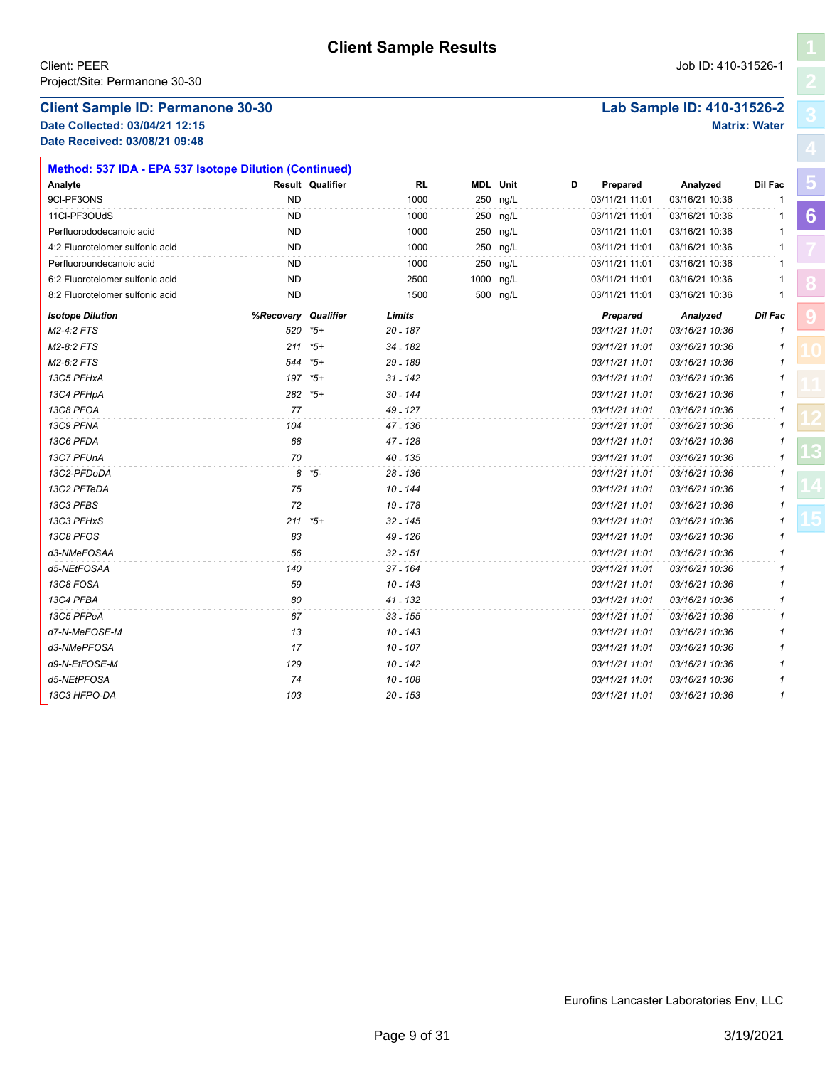# Client Sample Results

Client: PEER
Project/Site: Permanone 30-30

Job ID: 410-31526-1

**Client Sample ID: Permanone 30-30**
**Date Collected: 03/04/21 12:15**
**Date Received: 03/08/21 09:48**

**Lab Sample ID: 410-31526-2**
**Matrix: Water**

### Method: 537 IDA - EPA 537 Isotope Dilution (Continued)

| Analyte | Result | Qualifier | RL | MDL | Unit | D | Prepared | Analyzed | Dil Fac |
|---|---|---|---|---|---|---|---|---|---|
| 9Cl-PF3ONS | ND | | 1000 | 250 | ng/L | | 03/11/21 11:01 | 03/16/21 10:36 | 1 |
| 11Cl-PF3OUdS | ND | | 1000 | 250 | ng/L | | 03/11/21 11:01 | 03/16/21 10:36 | 1 |
| Perfluorododecanoic acid | ND | | 1000 | 250 | ng/L | | 03/11/21 11:01 | 03/16/21 10:36 | 1 |
| 4:2 Fluorotelomer sulfonic acid | ND | | 1000 | 250 | ng/L | | 03/11/21 11:01 | 03/16/21 10:36 | 1 |
| Perfluoroundecanoic acid | ND | | 1000 | 250 | ng/L | | 03/11/21 11:01 | 03/16/21 10:36 | 1 |
| 6:2 Fluorotelomer sulfonic acid | ND | | 2500 | 1000 | ng/L | | 03/11/21 11:01 | 03/16/21 10:36 | 1 |
| 8:2 Fluorotelomer sulfonic acid | ND | | 1500 | 500 | ng/L | | 03/11/21 11:01 | 03/16/21 10:36 | 1 |

| *Isotope Dilution* | *%Recovery* | *Qualifier* | *Limits* | *Prepared* | *Analyzed* | *Dil Fac* |
|---|---|---|---|---|---|---|
| *M2-4:2 FTS* | *520* | *\*5+* | *20 - 187* | *03/11/21 11:01* | *03/16/21 10:36* | *1* |
| *M2-8:2 FTS* | *211* | *\*5+* | *34 - 182* | *03/11/21 11:01* | *03/16/21 10:36* | *1* |
| *M2-6:2 FTS* | *544* | *\*5+* | *29 - 189* | *03/11/21 11:01* | *03/16/21 10:36* | *1* |
| *13C5 PFHxA* | *197* | *\*5+* | *31 - 142* | *03/11/21 11:01* | *03/16/21 10:36* | *1* |
| *13C4 PFHpA* | *282* | *\*5+* | *30 - 144* | *03/11/21 11:01* | *03/16/21 10:36* | *1* |
| *13C8 PFOA* | *77* | | *49 - 127* | *03/11/21 11:01* | *03/16/21 10:36* | *1* |
| *13C9 PFNA* | *104* | | *47 - 136* | *03/11/21 11:01* | *03/16/21 10:36* | *1* |
| *13C6 PFDA* | *68* | | *47 - 128* | *03/11/21 11:01* | *03/16/21 10:36* | *1* |
| *13C7 PFUnA* | *70* | | *40 - 135* | *03/11/21 11:01* | *03/16/21 10:36* | *1* |
| *13C2-PFDoDA* | *8* | *\*5-* | *28 - 136* | *03/11/21 11:01* | *03/16/21 10:36* | *1* |
| *13C2 PFTeDA* | *75* | | *10 - 144* | *03/11/21 11:01* | *03/16/21 10:36* | *1* |
| *13C3 PFBS* | *72* | | *19 - 178* | *03/11/21 11:01* | *03/16/21 10:36* | *1* |
| *13C3 PFHxS* | *211* | *\*5+* | *32 - 145* | *03/11/21 11:01* | *03/16/21 10:36* | *1* |
| *13C8 PFOS* | *83* | | *49 - 126* | *03/11/21 11:01* | *03/16/21 10:36* | *1* |
| *d3-NMeFOSAA* | *56* | | *32 - 151* | *03/11/21 11:01* | *03/16/21 10:36* | *1* |
| *d5-NEtFOSAA* | *140* | | *37 - 164* | *03/11/21 11:01* | *03/16/21 10:36* | *1* |
| *13C8 FOSA* | *59* | | *10 - 143* | *03/11/21 11:01* | *03/16/21 10:36* | *1* |
| *13C4 PFBA* | *80* | | *41 - 132* | *03/11/21 11:01* | *03/16/21 10:36* | *1* |
| *13C5 PFPeA* | *67* | | *33 - 155* | *03/11/21 11:01* | *03/16/21 10:36* | *1* |
| *d7-N-MeFOSE-M* | *13* | | *10 - 143* | *03/11/21 11:01* | *03/16/21 10:36* | *1* |
| *d3-NMePFOSA* | *17* | | *10 - 107* | *03/11/21 11:01* | *03/16/21 10:36* | *1* |
| *d9-N-EtFOSE-M* | *129* | | *10 - 142* | *03/11/21 11:01* | *03/16/21 10:36* | *1* |
| *d5-NEtPFOSA* | *74* | | *10 - 108* | *03/11/21 11:01* | *03/16/21 10:36* | *1* |
| *13C3 HFPO-DA* | *103* | | *20 - 153* | *03/11/21 11:01* | *03/16/21 10:36* | *1* |

Eurofins Lancaster Laboratories Env, LLC

3/19/2021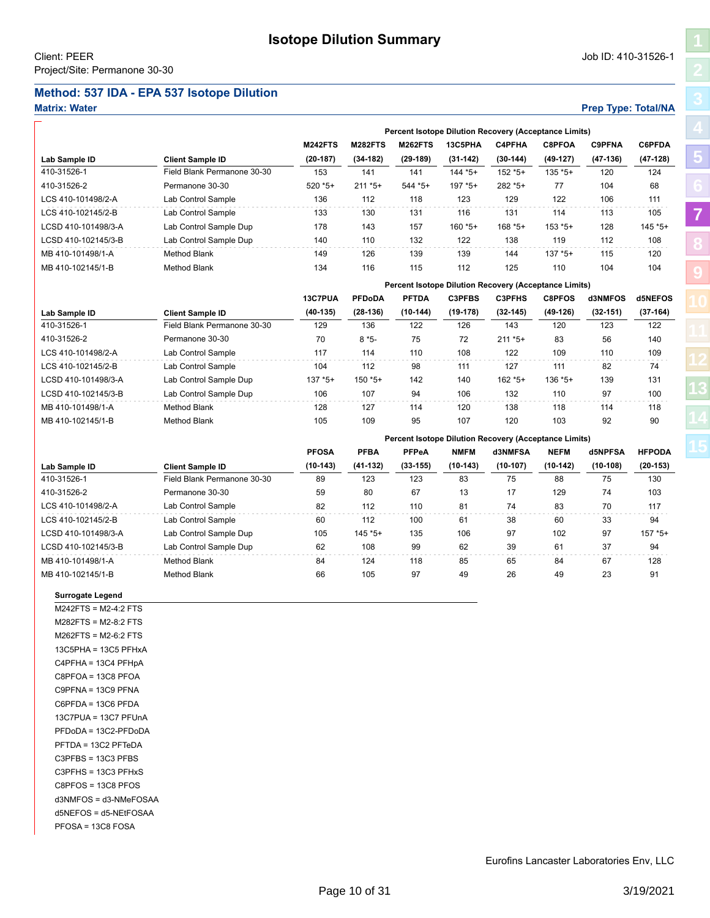# Isotope Dilution Summary

Client: PEER

Job ID: 410-31526-1

Project/Site: Permanone 30-30

## Method: 537 IDA - EPA 537 Isotope Dilution

**Matrix: Water**

**Prep Type: Total/NA**

| | | Percent Isotope Dilution Recovery (Acceptance Limits) | | | | | | | |
|---|---|---|---|---|---|---|---|---|---|
| | | M242FTS | M282FTS | M262FTS | 13C5PHA | C4PFHA | C8PFOA | C9PFNA | C6PFDA |
| Lab Sample ID | Client Sample ID | (20-187) | (34-182) | (29-189) | (31-142) | (30-144) | (49-127) | (47-136) | (47-128) |
| 410-31526-1 | Field Blank Permanone 30-30 | 153 | 141 | 141 | 144 *5+ | 152 *5+ | 135 *5+ | 120 | 124 |
| 410-31526-2 | Permanone 30-30 | 520 *5+ | 211 *5+ | 544 *5+ | 197 *5+ | 282 *5+ | 77 | 104 | 68 |
| LCS 410-101498/2-A | Lab Control Sample | 136 | 112 | 118 | 123 | 129 | 122 | 106 | 111 |
| LCS 410-102145/2-B | Lab Control Sample | 133 | 130 | 131 | 116 | 131 | 114 | 113 | 105 |
| LCSD 410-101498/3-A | Lab Control Sample Dup | 178 | 143 | 157 | 160 *5+ | 168 *5+ | 153 *5+ | 128 | 145 *5+ |
| LCSD 410-102145/3-B | Lab Control Sample Dup | 140 | 110 | 132 | 122 | 138 | 119 | 112 | 108 |
| MB 410-101498/1-A | Method Blank | 149 | 126 | 139 | 139 | 144 | 137 *5+ | 115 | 120 |
| MB 410-102145/1-B | Method Blank | 134 | 116 | 115 | 112 | 125 | 110 | 104 | 104 |

| | | Percent Isotope Dilution Recovery (Acceptance Limits) | | | | | | | |
|---|---|---|---|---|---|---|---|---|---|
| | | 13C7PUA | PFDoDA | PFTDA | C3PFBS | C3PFHS | C8PFOS | d3NMFOS | d5NEFOS |
| Lab Sample ID | Client Sample ID | (40-135) | (28-136) | (10-144) | (19-178) | (32-145) | (49-126) | (32-151) | (37-164) |
| 410-31526-1 | Field Blank Permanone 30-30 | 129 | 136 | 122 | 126 | 143 | 120 | 123 | 122 |
| 410-31526-2 | Permanone 30-30 | 70 | 8 *5- | 75 | 72 | 211 *5+ | 83 | 56 | 140 |
| LCS 410-101498/2-A | Lab Control Sample | 117 | 114 | 110 | 108 | 122 | 109 | 110 | 109 |
| LCS 410-102145/2-B | Lab Control Sample | 104 | 112 | 98 | 111 | 127 | 111 | 82 | 74 |
| LCSD 410-101498/3-A | Lab Control Sample Dup | 137 *5+ | 150 *5+ | 142 | 140 | 162 *5+ | 136 *5+ | 139 | 131 |
| LCSD 410-102145/3-B | Lab Control Sample Dup | 106 | 107 | 94 | 106 | 132 | 110 | 97 | 100 |
| MB 410-101498/1-A | Method Blank | 128 | 127 | 114 | 120 | 138 | 118 | 114 | 118 |
| MB 410-102145/1-B | Method Blank | 105 | 109 | 95 | 107 | 120 | 103 | 92 | 90 |

| | | Percent Isotope Dilution Recovery (Acceptance Limits) | | | | | | | |
|---|---|---|---|---|---|---|---|---|---|
| | | PFOSA | PFBA | PFPeA | NMFM | d3NMFSA | NEFM | d5NPFSA | HFPODA |
| Lab Sample ID | Client Sample ID | (10-143) | (41-132) | (33-155) | (10-143) | (10-107) | (10-142) | (10-108) | (20-153) |
| 410-31526-1 | Field Blank Permanone 30-30 | 89 | 123 | 123 | 83 | 75 | 88 | 75 | 130 |
| 410-31526-2 | Permanone 30-30 | 59 | 80 | 67 | 13 | 17 | 129 | 74 | 103 |
| LCS 410-101498/2-A | Lab Control Sample | 82 | 112 | 110 | 81 | 74 | 83 | 70 | 117 |
| LCS 410-102145/2-B | Lab Control Sample | 60 | 112 | 100 | 61 | 38 | 60 | 33 | 94 |
| LCSD 410-101498/3-A | Lab Control Sample Dup | 105 | 145 *5+ | 135 | 106 | 97 | 102 | 97 | 157 *5+ |
| LCSD 410-102145/3-B | Lab Control Sample Dup | 62 | 108 | 99 | 62 | 39 | 61 | 37 | 94 |
| MB 410-101498/1-A | Method Blank | 84 | 124 | 118 | 85 | 65 | 84 | 67 | 128 |
| MB 410-102145/1-B | Method Blank | 66 | 105 | 97 | 49 | 26 | 49 | 23 | 91 |

**Surrogate Legend**

M242FTS = M2-4:2 FTS
M282FTS = M2-8:2 FTS
M262FTS = M2-6:2 FTS
13C5PHA = 13C5 PFHxA
C4PFHA = 13C4 PFHpA
C8PFOA = 13C8 PFOA
C9PFNA = 13C9 PFNA
C6PFDA = 13C6 PFDA
13C7PUA = 13C7 PFUnA
PFDoDA = 13C2-PFDoDA
PFTDA = 13C2 PFTeDA
C3PFBS = 13C3 PFBS
C3PFHS = 13C3 PFHxS
C8PFOS = 13C8 PFOS
d3NMFOS = d3-NMeFOSAA
d5NEFOS = d5-NEtFOSAA
PFOSA = 13C8 FOSA

Eurofins Lancaster Laboratories Env, LLC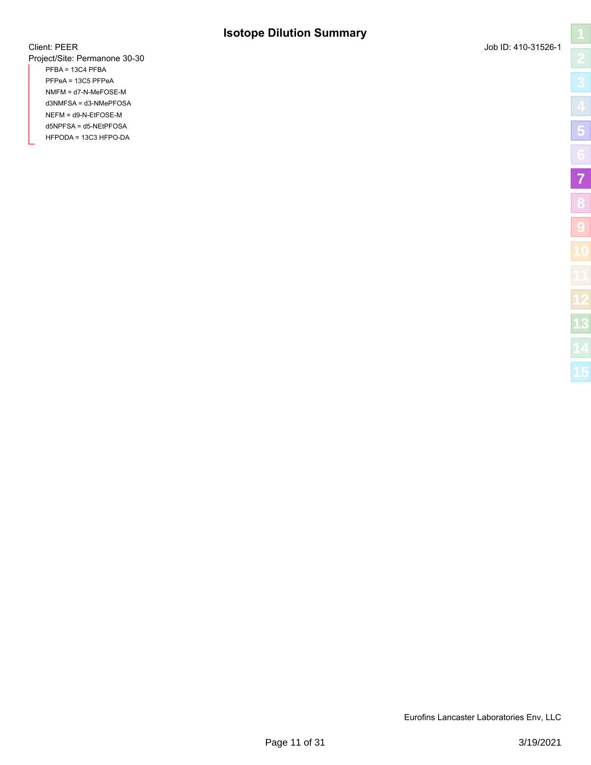# Isotope Dilution Summary

Client: PEER

Job ID: 410-31526-1

Project/Site: Permanone 30-30

PFBA = 13C4 PFBA
PFPeA = 13C5 PFPeA
NMFM = d7-N-MeFOSE-M
d3NMFSA = d3-NMePFOSA
NEFM = d9-N-EtFOSE-M
d5NPFSA = d5-NEtPFOSA
HFPODA = 13C3 HFPO-DA

Eurofins Lancaster Laboratories Env, LLC

3/19/2021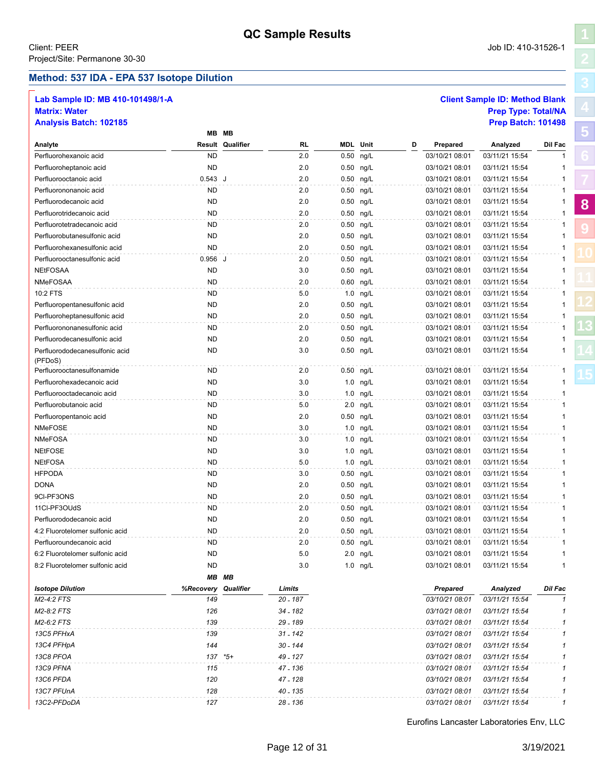# QC Sample Results

Client: PEER
Project/Site: Permanone 30-30

Job ID: 410-31526-1

## Method: 537 IDA - EPA 537 Isotope Dilution

**Lab Sample ID: MB 410-101498/1-A**
**Matrix: Water**
**Analysis Batch: 102185**

**Client Sample ID: Method Blank**
**Prep Type: Total/NA**
**Prep Batch: 101498**

| Analyte | MB Result | MB Qualifier | RL | MDL | Unit | D | Prepared | Analyzed | Dil Fac |
|---|---|---|---|---|---|---|---|---|---|
| Perfluorohexanoic acid | ND | | 2.0 | 0.50 | ng/L | | 03/10/21 08:01 | 03/11/21 15:54 | 1 |
| Perfluoroheptanoic acid | ND | | 2.0 | 0.50 | ng/L | | 03/10/21 08:01 | 03/11/21 15:54 | 1 |
| Perfluorooctanoic acid | 0.543 | J | 2.0 | 0.50 | ng/L | | 03/10/21 08:01 | 03/11/21 15:54 | 1 |
| Perfluorononanoic acid | ND | | 2.0 | 0.50 | ng/L | | 03/10/21 08:01 | 03/11/21 15:54 | 1 |
| Perfluorodecanoic acid | ND | | 2.0 | 0.50 | ng/L | | 03/10/21 08:01 | 03/11/21 15:54 | 1 |
| Perfluorotridecanoic acid | ND | | 2.0 | 0.50 | ng/L | | 03/10/21 08:01 | 03/11/21 15:54 | 1 |
| Perfluorotetradecanoic acid | ND | | 2.0 | 0.50 | ng/L | | 03/10/21 08:01 | 03/11/21 15:54 | 1 |
| Perfluorobutanesulfonic acid | ND | | 2.0 | 0.50 | ng/L | | 03/10/21 08:01 | 03/11/21 15:54 | 1 |
| Perfluorohexanesulfonic acid | ND | | 2.0 | 0.50 | ng/L | | 03/10/21 08:01 | 03/11/21 15:54 | 1 |
| Perfluorooctanesulfonic acid | 0.956 | J | 2.0 | 0.50 | ng/L | | 03/10/21 08:01 | 03/11/21 15:54 | 1 |
| NEtFOSAA | ND | | 3.0 | 0.50 | ng/L | | 03/10/21 08:01 | 03/11/21 15:54 | 1 |
| NMeFOSAA | ND | | 2.0 | 0.60 | ng/L | | 03/10/21 08:01 | 03/11/21 15:54 | 1 |
| 10:2 FTS | ND | | 5.0 | 1.0 | ng/L | | 03/10/21 08:01 | 03/11/21 15:54 | 1 |
| Perfluoropentanesulfonic acid | ND | | 2.0 | 0.50 | ng/L | | 03/10/21 08:01 | 03/11/21 15:54 | 1 |
| Perfluoroheptanesulfonic acid | ND | | 2.0 | 0.50 | ng/L | | 03/10/21 08:01 | 03/11/21 15:54 | 1 |
| Perfluorononanesulfonic acid | ND | | 2.0 | 0.50 | ng/L | | 03/10/21 08:01 | 03/11/21 15:54 | 1 |
| Perfluorodecanesulfonic acid | ND | | 2.0 | 0.50 | ng/L | | 03/10/21 08:01 | 03/11/21 15:54 | 1 |
| Perfluorododecanesulfonic acid (PFDoS) | ND | | 3.0 | 0.50 | ng/L | | 03/10/21 08:01 | 03/11/21 15:54 | 1 |
| Perfluorooctanesulfonamide | ND | | 2.0 | 0.50 | ng/L | | 03/10/21 08:01 | 03/11/21 15:54 | 1 |
| Perfluorohexadecanoic acid | ND | | 3.0 | 1.0 | ng/L | | 03/10/21 08:01 | 03/11/21 15:54 | 1 |
| Perfluorooctadecanoic acid | ND | | 3.0 | 1.0 | ng/L | | 03/10/21 08:01 | 03/11/21 15:54 | 1 |
| Perfluorobutanoic acid | ND | | 5.0 | 2.0 | ng/L | | 03/10/21 08:01 | 03/11/21 15:54 | 1 |
| Perfluoropentanoic acid | ND | | 2.0 | 0.50 | ng/L | | 03/10/21 08:01 | 03/11/21 15:54 | 1 |
| NMeFOSE | ND | | 3.0 | 1.0 | ng/L | | 03/10/21 08:01 | 03/11/21 15:54 | 1 |
| NMeFOSA | ND | | 3.0 | 1.0 | ng/L | | 03/10/21 08:01 | 03/11/21 15:54 | 1 |
| NEtFOSE | ND | | 3.0 | 1.0 | ng/L | | 03/10/21 08:01 | 03/11/21 15:54 | 1 |
| NEtFOSA | ND | | 5.0 | 1.0 | ng/L | | 03/10/21 08:01 | 03/11/21 15:54 | 1 |
| HFPODA | ND | | 3.0 | 0.50 | ng/L | | 03/10/21 08:01 | 03/11/21 15:54 | 1 |
| DONA | ND | | 2.0 | 0.50 | ng/L | | 03/10/21 08:01 | 03/11/21 15:54 | 1 |
| 9Cl-PF3ONS | ND | | 2.0 | 0.50 | ng/L | | 03/10/21 08:01 | 03/11/21 15:54 | 1 |
| 11Cl-PF3OUdS | ND | | 2.0 | 0.50 | ng/L | | 03/10/21 08:01 | 03/11/21 15:54 | 1 |
| Perfluorododecanoic acid | ND | | 2.0 | 0.50 | ng/L | | 03/10/21 08:01 | 03/11/21 15:54 | 1 |
| 4:2 Fluorotelomer sulfonic acid | ND | | 2.0 | 0.50 | ng/L | | 03/10/21 08:01 | 03/11/21 15:54 | 1 |
| Perfluoroundecanoic acid | ND | | 2.0 | 0.50 | ng/L | | 03/10/21 08:01 | 03/11/21 15:54 | 1 |
| 6:2 Fluorotelomer sulfonic acid | ND | | 5.0 | 2.0 | ng/L | | 03/10/21 08:01 | 03/11/21 15:54 | 1 |
| 8:2 Fluorotelomer sulfonic acid | ND | | 3.0 | 1.0 | ng/L | | 03/10/21 08:01 | 03/11/21 15:54 | 1 |

| *Isotope Dilution* | *MB %Recovery* | *MB Qualifier* | *Limits* | *Prepared* | *Analyzed* | *Dil Fac* |
|---|---|---|---|---|---|---|
| *M2-4:2 FTS* | *149* | | *20 - 187* | *03/10/21 08:01* | *03/11/21 15:54* | *1* |
| *M2-8:2 FTS* | *126* | | *34 - 182* | *03/10/21 08:01* | *03/11/21 15:54* | *1* |
| *M2-6:2 FTS* | *139* | | *29 - 189* | *03/10/21 08:01* | *03/11/21 15:54* | *1* |
| *13C5 PFHxA* | *139* | | *31 - 142* | *03/10/21 08:01* | *03/11/21 15:54* | *1* |
| *13C4 PFHpA* | *144* | | *30 - 144* | *03/10/21 08:01* | *03/11/21 15:54* | *1* |
| *13C8 PFOA* | *137* | *\*5+* | *49 - 127* | *03/10/21 08:01* | *03/11/21 15:54* | *1* |
| *13C9 PFNA* | *115* | | *47 - 136* | *03/10/21 08:01* | *03/11/21 15:54* | *1* |
| *13C6 PFDA* | *120* | | *47 - 128* | *03/10/21 08:01* | *03/11/21 15:54* | *1* |
| *13C7 PFUnA* | *128* | | *40 - 135* | *03/10/21 08:01* | *03/11/21 15:54* | *1* |
| *13C2-PFDoDA* | *127* | | *28 - 136* | *03/10/21 08:01* | *03/11/21 15:54* | *1* |

Eurofins Lancaster Laboratories Env, LLC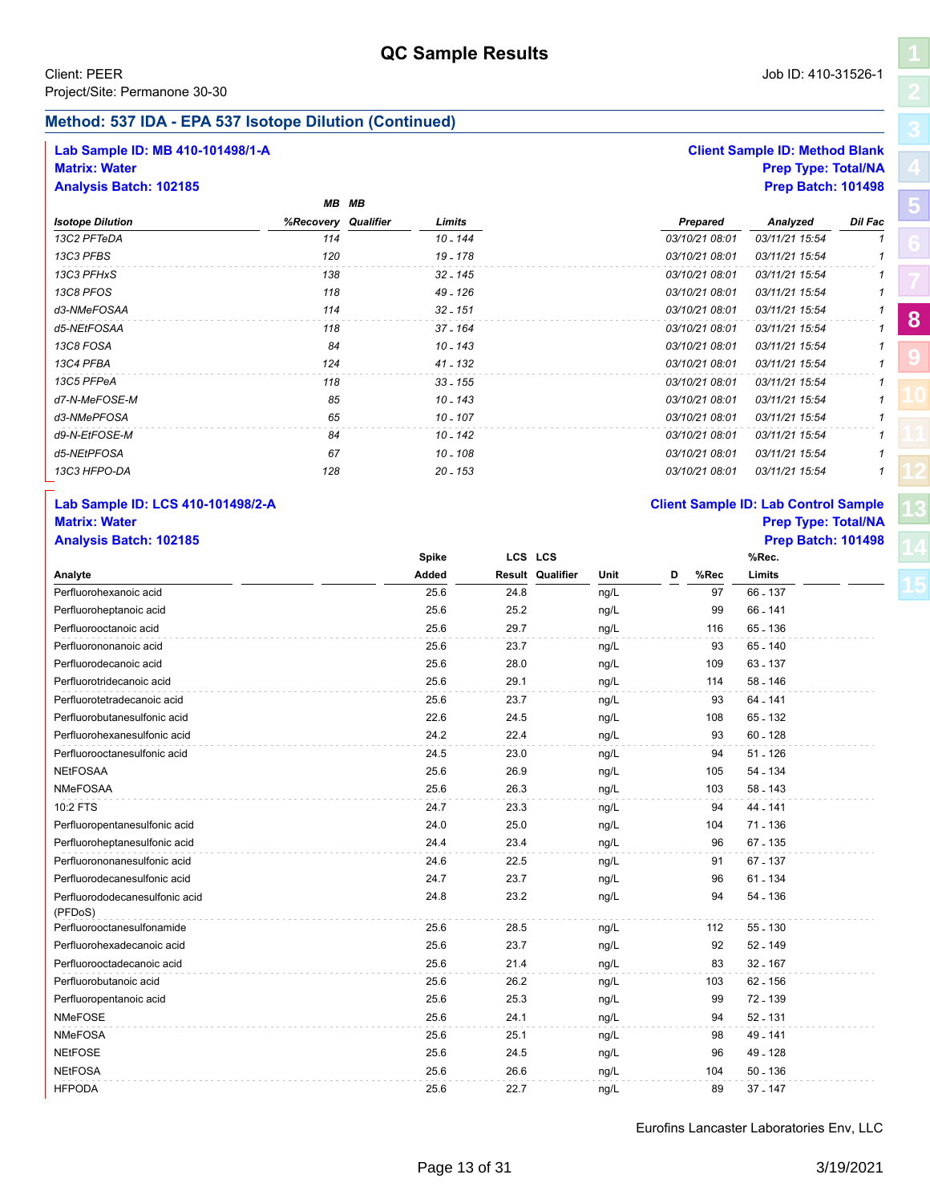## QC Sample Results

Client: PEER
Project/Site: Permanone 30-30

Job ID: 410-31526-1

### Method: 537 IDA - EPA 537 Isotope Dilution (Continued)

**Lab Sample ID: MB 410-101498/1-A**
**Matrix: Water**
**Analysis Batch: 102185**

**Client Sample ID: Method Blank**
**Prep Type: Total/NA**
**Prep Batch: 101498**

| Isotope Dilution | MB %Recovery | MB Qualifier | Limits | Prepared | Analyzed | Dil Fac |
|---|---|---|---|---|---|---|
| 13C2 PFTeDA | 114 | | 10 - 144 | 03/10/21 08:01 | 03/11/21 15:54 | 1 |
| 13C3 PFBS | 120 | | 19 - 178 | 03/10/21 08:01 | 03/11/21 15:54 | 1 |
| 13C3 PFHxS | 138 | | 32 - 145 | 03/10/21 08:01 | 03/11/21 15:54 | 1 |
| 13C8 PFOS | 118 | | 49 - 126 | 03/10/21 08:01 | 03/11/21 15:54 | 1 |
| d3-NMeFOSAA | 114 | | 32 - 151 | 03/10/21 08:01 | 03/11/21 15:54 | 1 |
| d5-NEtFOSAA | 118 | | 37 - 164 | 03/10/21 08:01 | 03/11/21 15:54 | 1 |
| 13C8 FOSA | 84 | | 10 - 143 | 03/10/21 08:01 | 03/11/21 15:54 | 1 |
| 13C4 PFBA | 124 | | 41 - 132 | 03/10/21 08:01 | 03/11/21 15:54 | 1 |
| 13C5 PFPeA | 118 | | 33 - 155 | 03/10/21 08:01 | 03/11/21 15:54 | 1 |
| d7-N-MeFOSE-M | 85 | | 10 - 143 | 03/10/21 08:01 | 03/11/21 15:54 | 1 |
| d3-NMePFOSA | 65 | | 10 - 107 | 03/10/21 08:01 | 03/11/21 15:54 | 1 |
| d9-N-EtFOSE-M | 84 | | 10 - 142 | 03/10/21 08:01 | 03/11/21 15:54 | 1 |
| d5-NEtPFOSA | 67 | | 10 - 108 | 03/10/21 08:01 | 03/11/21 15:54 | 1 |
| 13C3 HFPO-DA | 128 | | 20 - 153 | 03/10/21 08:01 | 03/11/21 15:54 | 1 |

**Lab Sample ID: LCS 410-101498/2-A**
**Matrix: Water**
**Analysis Batch: 102185**

**Client Sample ID: Lab Control Sample**
**Prep Type: Total/NA**
**Prep Batch: 101498**

| Analyte | Spike Added | LCS Result | LCS Qualifier | Unit | D | %Rec | %Rec. Limits |
|---|---|---|---|---|---|---|---|
| Perfluorohexanoic acid | 25.6 | 24.8 | | ng/L | | 97 | 66 - 137 |
| Perfluoroheptanoic acid | 25.6 | 25.2 | | ng/L | | 99 | 66 - 141 |
| Perfluorooctanoic acid | 25.6 | 29.7 | | ng/L | | 116 | 65 - 136 |
| Perfluorononanoic acid | 25.6 | 23.7 | | ng/L | | 93 | 65 - 140 |
| Perfluorodecanoic acid | 25.6 | 28.0 | | ng/L | | 109 | 63 - 137 |
| Perfluorotridecanoic acid | 25.6 | 29.1 | | ng/L | | 114 | 58 - 146 |
| Perfluorotetradecanoic acid | 25.6 | 23.7 | | ng/L | | 93 | 64 - 141 |
| Perfluorobutanesulfonic acid | 22.6 | 24.5 | | ng/L | | 108 | 65 - 132 |
| Perfluorohexanesulfonic acid | 24.2 | 22.4 | | ng/L | | 93 | 60 - 128 |
| Perfluorooctanesulfonic acid | 24.5 | 23.0 | | ng/L | | 94 | 51 - 126 |
| NEtFOSAA | 25.6 | 26.9 | | ng/L | | 105 | 54 - 134 |
| NMeFOSAA | 25.6 | 26.3 | | ng/L | | 103 | 58 - 143 |
| 10:2 FTS | 24.7 | 23.3 | | ng/L | | 94 | 44 - 141 |
| Perfluoropentanesulfonic acid | 24.0 | 25.0 | | ng/L | | 104 | 71 - 136 |
| Perfluoroheptanesulfonic acid | 24.4 | 23.4 | | ng/L | | 96 | 67 - 135 |
| Perfluorononanesulfonic acid | 24.6 | 22.5 | | ng/L | | 91 | 67 - 137 |
| Perfluorodecanesulfonic acid | 24.7 | 23.7 | | ng/L | | 96 | 61 - 134 |
| Perfluorododecanesulfonic acid (PFDoS) | 24.8 | 23.2 | | ng/L | | 94 | 54 - 136 |
| Perfluorooctanesulfonamide | 25.6 | 28.5 | | ng/L | | 112 | 55 - 130 |
| Perfluorohexadecanoic acid | 25.6 | 23.7 | | ng/L | | 92 | 52 - 149 |
| Perfluorooctadecanoic acid | 25.6 | 21.4 | | ng/L | | 83 | 32 - 167 |
| Perfluorobutanoic acid | 25.6 | 26.2 | | ng/L | | 103 | 62 - 156 |
| Perfluoropentanoic acid | 25.6 | 25.3 | | ng/L | | 99 | 72 - 139 |
| NMeFOSE | 25.6 | 24.1 | | ng/L | | 94 | 52 - 131 |
| NMeFOSA | 25.6 | 25.1 | | ng/L | | 98 | 49 - 141 |
| NEtFOSE | 25.6 | 24.5 | | ng/L | | 96 | 49 - 128 |
| NEtFOSA | 25.6 | 26.6 | | ng/L | | 104 | 50 - 136 |
| HFPODA | 25.6 | 22.7 | | ng/L | | 89 | 37 - 147 |

Eurofins Lancaster Laboratories Env, LLC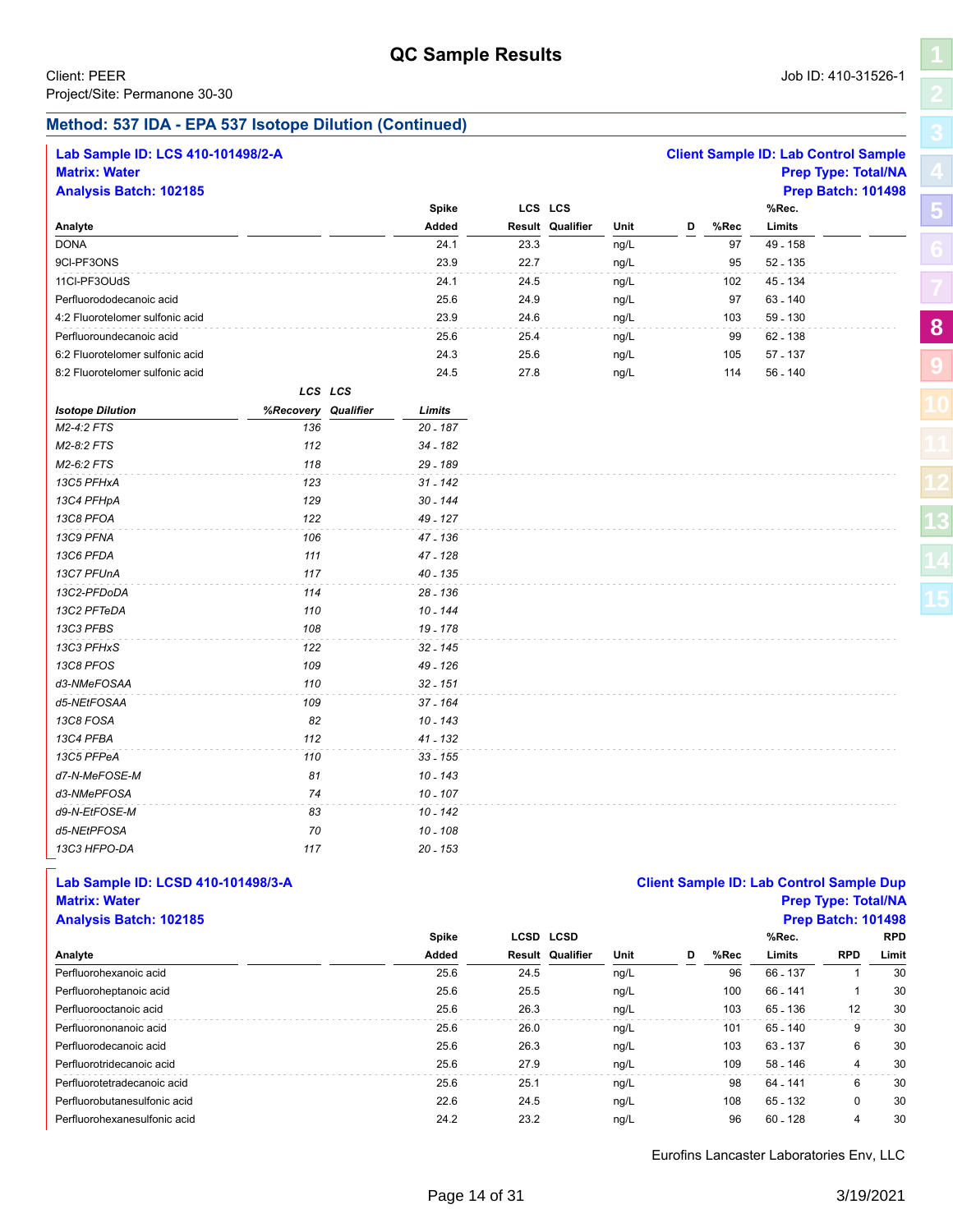# QC Sample Results

Client: PEER
Project/Site: Permanone 30-30

Job ID: 410-31526-1

## Method: 537 IDA - EPA 537 Isotope Dilution (Continued)

**Lab Sample ID: LCS 410-101498/2-A**
**Matrix: Water**
**Analysis Batch: 102185**

**Client Sample ID: Lab Control Sample**
**Prep Type: Total/NA**
**Prep Batch: 101498**

| Analyte | Spike Added | LCS Result | LCS Qualifier | Unit | D | %Rec | %Rec. Limits |
|---|---|---|---|---|---|---|---|
| DONA | 24.1 | 23.3 | | ng/L | | 97 | 49 - 158 |
| 9Cl-PF3ONS | 23.9 | 22.7 | | ng/L | | 95 | 52 - 135 |
| 11Cl-PF3OUdS | 24.1 | 24.5 | | ng/L | | 102 | 45 - 134 |
| Perfluorododecanoic acid | 25.6 | 24.9 | | ng/L | | 97 | 63 - 140 |
| 4:2 Fluorotelomer sulfonic acid | 23.9 | 24.6 | | ng/L | | 103 | 59 - 130 |
| Perfluoroundecanoic acid | 25.6 | 25.4 | | ng/L | | 99 | 62 - 138 |
| 6:2 Fluorotelomer sulfonic acid | 24.3 | 25.6 | | ng/L | | 105 | 57 - 137 |
| 8:2 Fluorotelomer sulfonic acid | 24.5 | 27.8 | | ng/L | | 114 | 56 - 140 |

| *Isotope Dilution* | *LCS %Recovery* | *LCS Qualifier* | *Limits* |
|---|---|---|---|
| *M2-4:2 FTS* | *136* | | *20 - 187* |
| *M2-8:2 FTS* | *112* | | *34 - 182* |
| *M2-6:2 FTS* | *118* | | *29 - 189* |
| *13C5 PFHxA* | *123* | | *31 - 142* |
| *13C4 PFHpA* | *129* | | *30 - 144* |
| *13C8 PFOA* | *122* | | *49 - 127* |
| *13C9 PFNA* | *106* | | *47 - 136* |
| *13C6 PFDA* | *111* | | *47 - 128* |
| *13C7 PFUnA* | *117* | | *40 - 135* |
| *13C2-PFDoDA* | *114* | | *28 - 136* |
| *13C2 PFTeDA* | *110* | | *10 - 144* |
| *13C3 PFBS* | *108* | | *19 - 178* |
| *13C3 PFHxS* | *122* | | *32 - 145* |
| *13C8 PFOS* | *109* | | *49 - 126* |
| *d3-NMeFOSAA* | *110* | | *32 - 151* |
| *d5-NEtFOSAA* | *109* | | *37 - 164* |
| *13C8 FOSA* | *82* | | *10 - 143* |
| *13C4 PFBA* | *112* | | *41 - 132* |
| *13C5 PFPeA* | *110* | | *33 - 155* |
| *d7-N-MeFOSE-M* | *81* | | *10 - 143* |
| *d3-NMePFOSA* | *74* | | *10 - 107* |
| *d9-N-EtFOSE-M* | *83* | | *10 - 142* |
| *d5-NEtPFOSA* | *70* | | *10 - 108* |
| *13C3 HFPO-DA* | *117* | | *20 - 153* |

**Lab Sample ID: LCSD 410-101498/3-A**
**Matrix: Water**
**Analysis Batch: 102185**

**Client Sample ID: Lab Control Sample Dup**
**Prep Type: Total/NA**
**Prep Batch: 101498**

| Analyte | Spike Added | LCSD Result | LCSD Qualifier | Unit | D | %Rec | %Rec. Limits | RPD | RPD Limit |
|---|---|---|---|---|---|---|---|---|---|
| Perfluorohexanoic acid | 25.6 | 24.5 | | ng/L | | 96 | 66 - 137 | 1 | 30 |
| Perfluoroheptanoic acid | 25.6 | 25.5 | | ng/L | | 100 | 66 - 141 | 1 | 30 |
| Perfluorooctanoic acid | 25.6 | 26.3 | | ng/L | | 103 | 65 - 136 | 12 | 30 |
| Perfluorononanoic acid | 25.6 | 26.0 | | ng/L | | 101 | 65 - 140 | 9 | 30 |
| Perfluorodecanoic acid | 25.6 | 26.3 | | ng/L | | 103 | 63 - 137 | 6 | 30 |
| Perfluorotridecanoic acid | 25.6 | 27.9 | | ng/L | | 109 | 58 - 146 | 4 | 30 |
| Perfluorotetradecanoic acid | 25.6 | 25.1 | | ng/L | | 98 | 64 - 141 | 6 | 30 |
| Perfluorobutanesulfonic acid | 22.6 | 24.5 | | ng/L | | 108 | 65 - 132 | 0 | 30 |
| Perfluorohexanesulfonic acid | 24.2 | 23.2 | | ng/L | | 96 | 60 - 128 | 4 | 30 |

Eurofins Lancaster Laboratories Env, LLC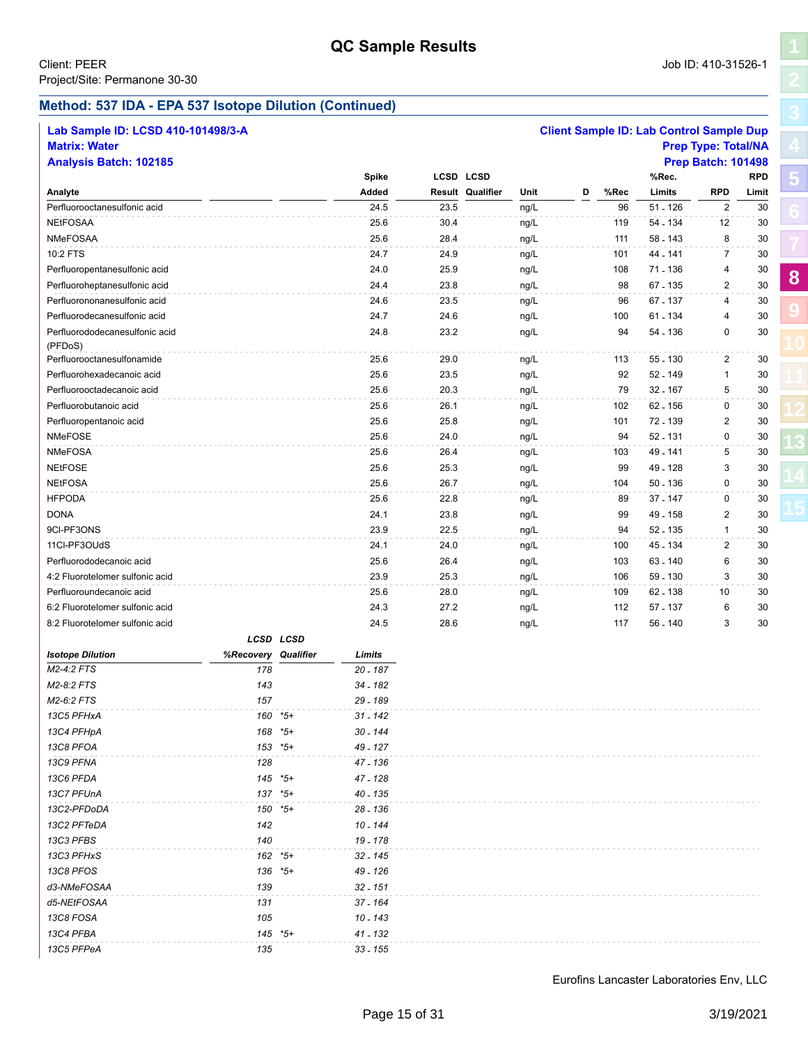# QC Sample Results

Client: PEER
Project/Site: Permanone 30-30

Job ID: 410-31526-1

## Method: 537 IDA - EPA 537 Isotope Dilution (Continued)

**Lab Sample ID: LCSD 410-101498/3-A**
**Matrix: Water**
**Analysis Batch: 102185**

**Client Sample ID: Lab Control Sample Dup**
**Prep Type: Total/NA**
**Prep Batch: 101498**

| Analyte | Spike Added | LCSD Result | LCSD Qualifier | Unit | D | %Rec | %Rec. Limits | RPD | RPD Limit |
|---|---|---|---|---|---|---|---|---|---|
| Perfluorooctanesulfonic acid | 24.5 | 23.5 | | ng/L | | 96 | 51 - 126 | 2 | 30 |
| NEtFOSAA | 25.6 | 30.4 | | ng/L | | 119 | 54 - 134 | 12 | 30 |
| NMeFOSAA | 25.6 | 28.4 | | ng/L | | 111 | 58 - 143 | 8 | 30 |
| 10:2 FTS | 24.7 | 24.9 | | ng/L | | 101 | 44 - 141 | 7 | 30 |
| Perfluoropentanesulfonic acid | 24.0 | 25.9 | | ng/L | | 108 | 71 - 136 | 4 | 30 |
| Perfluoroheptanesulfonic acid | 24.4 | 23.8 | | ng/L | | 98 | 67 - 135 | 2 | 30 |
| Perfluorononanesulfonic acid | 24.6 | 23.5 | | ng/L | | 96 | 67 - 137 | 4 | 30 |
| Perfluorodecanesulfonic acid | 24.7 | 24.6 | | ng/L | | 100 | 61 - 134 | 4 | 30 |
| Perfluorododecanesulfonic acid (PFDoS) | 24.8 | 23.2 | | ng/L | | 94 | 54 - 136 | 0 | 30 |
| Perfluorooctanesulfonamide | 25.6 | 29.0 | | ng/L | | 113 | 55 - 130 | 2 | 30 |
| Perfluorohexadecanoic acid | 25.6 | 23.5 | | ng/L | | 92 | 52 - 149 | 1 | 30 |
| Perfluorooctadecanoic acid | 25.6 | 20.3 | | ng/L | | 79 | 32 - 167 | 5 | 30 |
| Perfluorobutanoic acid | 25.6 | 26.1 | | ng/L | | 102 | 62 - 156 | 0 | 30 |
| Perfluoropentanoic acid | 25.6 | 25.8 | | ng/L | | 101 | 72 - 139 | 2 | 30 |
| NMeFOSE | 25.6 | 24.0 | | ng/L | | 94 | 52 - 131 | 0 | 30 |
| NMeFOSA | 25.6 | 26.4 | | ng/L | | 103 | 49 - 141 | 5 | 30 |
| NEtFOSE | 25.6 | 25.3 | | ng/L | | 99 | 49 - 128 | 3 | 30 |
| NEtFOSA | 25.6 | 26.7 | | ng/L | | 104 | 50 - 136 | 0 | 30 |
| HFPODA | 25.6 | 22.8 | | ng/L | | 89 | 37 - 147 | 0 | 30 |
| DONA | 24.1 | 23.8 | | ng/L | | 99 | 49 - 158 | 2 | 30 |
| 9Cl-PF3ONS | 23.9 | 22.5 | | ng/L | | 94 | 52 - 135 | 1 | 30 |
| 11Cl-PF3OUdS | 24.1 | 24.0 | | ng/L | | 100 | 45 - 134 | 2 | 30 |
| Perfluorododecanoic acid | 25.6 | 26.4 | | ng/L | | 103 | 63 - 140 | 6 | 30 |
| 4:2 Fluorotelomer sulfonic acid | 23.9 | 25.3 | | ng/L | | 106 | 59 - 130 | 3 | 30 |
| Perfluoroundecanoic acid | 25.6 | 28.0 | | ng/L | | 109 | 62 - 138 | 10 | 30 |
| 6:2 Fluorotelomer sulfonic acid | 24.3 | 27.2 | | ng/L | | 112 | 57 - 137 | 6 | 30 |
| 8:2 Fluorotelomer sulfonic acid | 24.5 | 28.6 | | ng/L | | 117 | 56 - 140 | 3 | 30 |

| *Isotope Dilution* | *LCSD %Recovery* | *LCSD Qualifier* | *Limits* |
|---|---|---|---|
| *M2-4:2 FTS* | *178* | | *20 - 187* |
| *M2-8:2 FTS* | *143* | | *34 - 182* |
| *M2-6:2 FTS* | *157* | | *29 - 189* |
| *13C5 PFHxA* | *160* | *\*5+* | *31 - 142* |
| *13C4 PFHpA* | *168* | *\*5+* | *30 - 144* |
| *13C8 PFOA* | *153* | *\*5+* | *49 - 127* |
| *13C9 PFNA* | *128* | | *47 - 136* |
| *13C6 PFDA* | *145* | *\*5+* | *47 - 128* |
| *13C7 PFUnA* | *137* | *\*5+* | *40 - 135* |
| *13C2-PFDoDA* | *150* | *\*5+* | *28 - 136* |
| *13C2 PFTeDA* | *142* | | *10 - 144* |
| *13C3 PFBS* | *140* | | *19 - 178* |
| *13C3 PFHxS* | *162* | *\*5+* | *32 - 145* |
| *13C8 PFOS* | *136* | *\*5+* | *49 - 126* |
| *d3-NMeFOSAA* | *139* | | *32 - 151* |
| *d5-NEtFOSAA* | *131* | | *37 - 164* |
| *13C8 FOSA* | *105* | | *10 - 143* |
| *13C4 PFBA* | *145* | *\*5+* | *41 - 132* |
| *13C5 PFPeA* | *135* | | *33 - 155* |

Eurofins Lancaster Laboratories Env, LLC

3/19/2021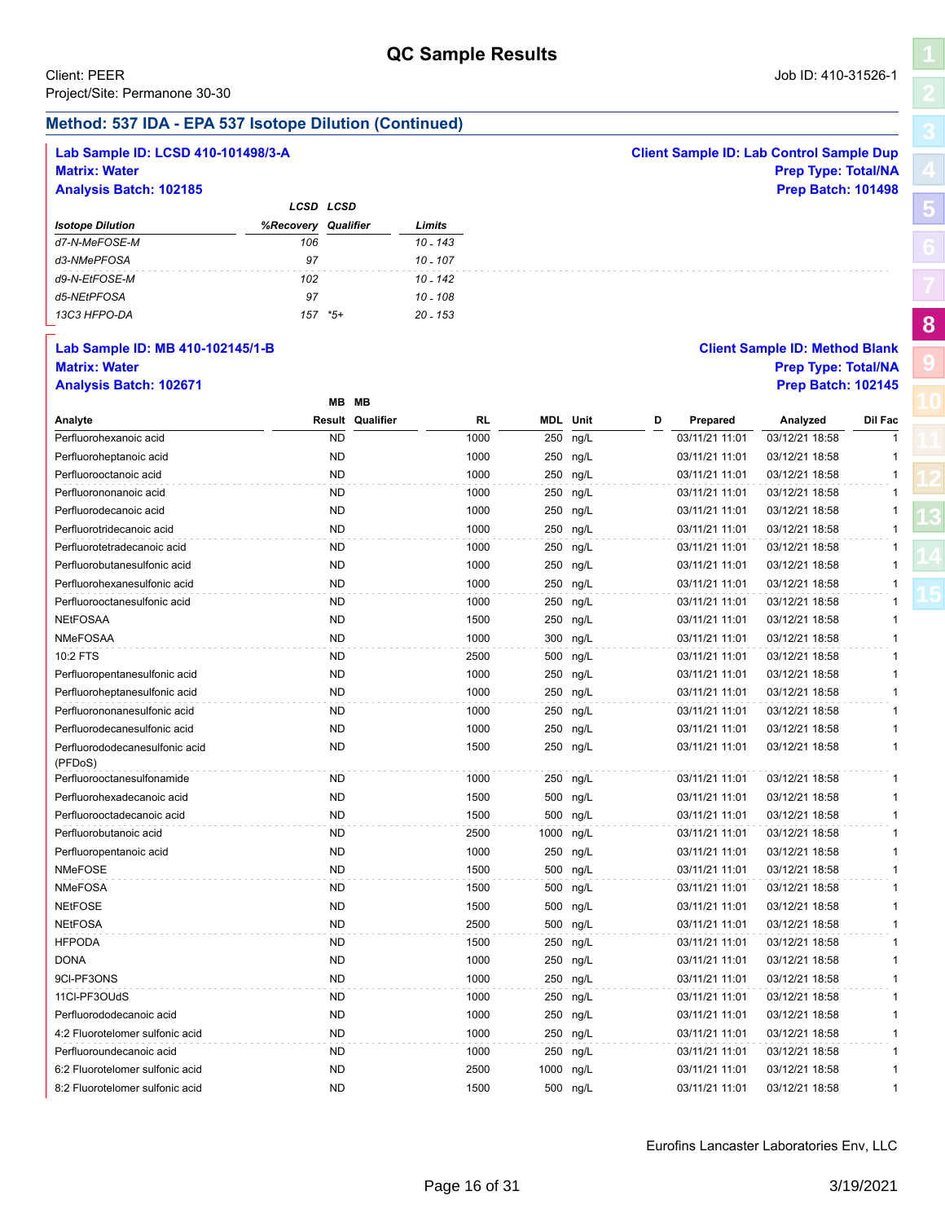# QC Sample Results

Client: PEER
Project/Site: Permanone 30-30

Job ID: 410-31526-1

## Method: 537 IDA - EPA 537 Isotope Dilution (Continued)

**Lab Sample ID: LCSD 410-101498/3-A**
**Matrix: Water**
**Analysis Batch: 102185**

**Client Sample ID: Lab Control Sample Dup**
**Prep Type: Total/NA**
**Prep Batch: 101498**

| Isotope Dilution | LCSD %Recovery | LCSD Qualifier | Limits |
|---|---|---|---|
| d7-N-MeFOSE-M | 106 | | 10 - 143 |
| d3-NMePFOSA | 97 | | 10 - 107 |
| d9-N-EtFOSE-M | 102 | | 10 - 142 |
| d5-NEtPFOSA | 97 | | 10 - 108 |
| 13C3 HFPO-DA | 157 | *5+ | 20 - 153 |

**Lab Sample ID: MB 410-102145/1-B**
**Matrix: Water**
**Analysis Batch: 102671**

**Client Sample ID: Method Blank**
**Prep Type: Total/NA**
**Prep Batch: 102145**

| Analyte | MB Result | MB Qualifier | RL | MDL | Unit | D | Prepared | Analyzed | Dil Fac |
|---|---|---|---|---|---|---|---|---|---|
| Perfluorohexanoic acid | ND | | 1000 | 250 | ng/L | | 03/11/21 11:01 | 03/12/21 18:58 | 1 |
| Perfluoroheptanoic acid | ND | | 1000 | 250 | ng/L | | 03/11/21 11:01 | 03/12/21 18:58 | 1 |
| Perfluorooctanoic acid | ND | | 1000 | 250 | ng/L | | 03/11/21 11:01 | 03/12/21 18:58 | 1 |
| Perfluorononanoic acid | ND | | 1000 | 250 | ng/L | | 03/11/21 11:01 | 03/12/21 18:58 | 1 |
| Perfluorodecanoic acid | ND | | 1000 | 250 | ng/L | | 03/11/21 11:01 | 03/12/21 18:58 | 1 |
| Perfluorotridecanoic acid | ND | | 1000 | 250 | ng/L | | 03/11/21 11:01 | 03/12/21 18:58 | 1 |
| Perfluorotetradecanoic acid | ND | | 1000 | 250 | ng/L | | 03/11/21 11:01 | 03/12/21 18:58 | 1 |
| Perfluorobutanesulfonic acid | ND | | 1000 | 250 | ng/L | | 03/11/21 11:01 | 03/12/21 18:58 | 1 |
| Perfluorohexanesulfonic acid | ND | | 1000 | 250 | ng/L | | 03/11/21 11:01 | 03/12/21 18:58 | 1 |
| Perfluorooctanesulfonic acid | ND | | 1000 | 250 | ng/L | | 03/11/21 11:01 | 03/12/21 18:58 | 1 |
| NEtFOSAA | ND | | 1500 | 250 | ng/L | | 03/11/21 11:01 | 03/12/21 18:58 | 1 |
| NMeFOSAA | ND | | 1000 | 300 | ng/L | | 03/11/21 11:01 | 03/12/21 18:58 | 1 |
| 10:2 FTS | ND | | 2500 | 500 | ng/L | | 03/11/21 11:01 | 03/12/21 18:58 | 1 |
| Perfluoropentanesulfonic acid | ND | | 1000 | 250 | ng/L | | 03/11/21 11:01 | 03/12/21 18:58 | 1 |
| Perfluoroheptanesulfonic acid | ND | | 1000 | 250 | ng/L | | 03/11/21 11:01 | 03/12/21 18:58 | 1 |
| Perfluorononanesulfonic acid | ND | | 1000 | 250 | ng/L | | 03/11/21 11:01 | 03/12/21 18:58 | 1 |
| Perfluorodecanesulfonic acid | ND | | 1000 | 250 | ng/L | | 03/11/21 11:01 | 03/12/21 18:58 | 1 |
| Perfluorododecanesulfonic acid (PFDoS) | ND | | 1500 | 250 | ng/L | | 03/11/21 11:01 | 03/12/21 18:58 | 1 |
| Perfluorooctanesulfonamide | ND | | 1000 | 250 | ng/L | | 03/11/21 11:01 | 03/12/21 18:58 | 1 |
| Perfluorohexadecanoic acid | ND | | 1500 | 500 | ng/L | | 03/11/21 11:01 | 03/12/21 18:58 | 1 |
| Perfluorooctadecanoic acid | ND | | 1500 | 500 | ng/L | | 03/11/21 11:01 | 03/12/21 18:58 | 1 |
| Perfluorobutanoic acid | ND | | 2500 | 1000 | ng/L | | 03/11/21 11:01 | 03/12/21 18:58 | 1 |
| Perfluoropentanoic acid | ND | | 1000 | 250 | ng/L | | 03/11/21 11:01 | 03/12/21 18:58 | 1 |
| NMeFOSE | ND | | 1500 | 500 | ng/L | | 03/11/21 11:01 | 03/12/21 18:58 | 1 |
| NMeFOSA | ND | | 1500 | 500 | ng/L | | 03/11/21 11:01 | 03/12/21 18:58 | 1 |
| NEtFOSE | ND | | 1500 | 500 | ng/L | | 03/11/21 11:01 | 03/12/21 18:58 | 1 |
| NEtFOSA | ND | | 2500 | 500 | ng/L | | 03/11/21 11:01 | 03/12/21 18:58 | 1 |
| HFPODA | ND | | 1500 | 250 | ng/L | | 03/11/21 11:01 | 03/12/21 18:58 | 1 |
| DONA | ND | | 1000 | 250 | ng/L | | 03/11/21 11:01 | 03/12/21 18:58 | 1 |
| 9Cl-PF3ONS | ND | | 1000 | 250 | ng/L | | 03/11/21 11:01 | 03/12/21 18:58 | 1 |
| 11Cl-PF3OUdS | ND | | 1000 | 250 | ng/L | | 03/11/21 11:01 | 03/12/21 18:58 | 1 |
| Perfluorododecanoic acid | ND | | 1000 | 250 | ng/L | | 03/11/21 11:01 | 03/12/21 18:58 | 1 |
| 4:2 Fluorotelomer sulfonic acid | ND | | 1000 | 250 | ng/L | | 03/11/21 11:01 | 03/12/21 18:58 | 1 |
| Perfluoroundecanoic acid | ND | | 1000 | 250 | ng/L | | 03/11/21 11:01 | 03/12/21 18:58 | 1 |
| 6:2 Fluorotelomer sulfonic acid | ND | | 2500 | 1000 | ng/L | | 03/11/21 11:01 | 03/12/21 18:58 | 1 |
| 8:2 Fluorotelomer sulfonic acid | ND | | 1500 | 500 | ng/L | | 03/11/21 11:01 | 03/12/21 18:58 | 1 |

Eurofins Lancaster Laboratories Env, LLC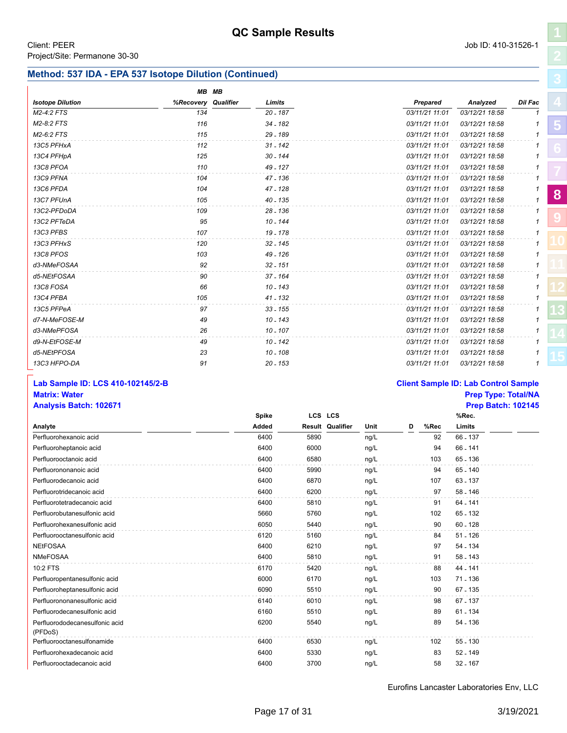# QC Sample Results

Client: PEER
Project/Site: Permanone 30-30

Job ID: 410-31526-1

## Method: 537 IDA - EPA 537 Isotope Dilution (Continued)

| Isotope Dilution | MB %Recovery | MB Qualifier | Limits | Prepared | Analyzed | Dil Fac |
|---|---|---|---|---|---|---|
| M2-4:2 FTS | 134 | | 20 - 187 | 03/11/21 11:01 | 03/12/21 18:58 | 1 |
| M2-8:2 FTS | 116 | | 34 - 182 | 03/11/21 11:01 | 03/12/21 18:58 | 1 |
| M2-6:2 FTS | 115 | | 29 - 189 | 03/11/21 11:01 | 03/12/21 18:58 | 1 |
| 13C5 PFHxA | 112 | | 31 - 142 | 03/11/21 11:01 | 03/12/21 18:58 | 1 |
| 13C4 PFHpA | 125 | | 30 - 144 | 03/11/21 11:01 | 03/12/21 18:58 | 1 |
| 13C8 PFOA | 110 | | 49 - 127 | 03/11/21 11:01 | 03/12/21 18:58 | 1 |
| 13C9 PFNA | 104 | | 47 - 136 | 03/11/21 11:01 | 03/12/21 18:58 | 1 |
| 13C6 PFDA | 104 | | 47 - 128 | 03/11/21 11:01 | 03/12/21 18:58 | 1 |
| 13C7 PFUnA | 105 | | 40 - 135 | 03/11/21 11:01 | 03/12/21 18:58 | 1 |
| 13C2-PFDoDA | 109 | | 28 - 136 | 03/11/21 11:01 | 03/12/21 18:58 | 1 |
| 13C2 PFTeDA | 95 | | 10 - 144 | 03/11/21 11:01 | 03/12/21 18:58 | 1 |
| 13C3 PFBS | 107 | | 19 - 178 | 03/11/21 11:01 | 03/12/21 18:58 | 1 |
| 13C3 PFHxS | 120 | | 32 - 145 | 03/11/21 11:01 | 03/12/21 18:58 | 1 |
| 13C8 PFOS | 103 | | 49 - 126 | 03/11/21 11:01 | 03/12/21 18:58 | 1 |
| d3-NMeFOSAA | 92 | | 32 - 151 | 03/11/21 11:01 | 03/12/21 18:58 | 1 |
| d5-NEtFOSAA | 90 | | 37 - 164 | 03/11/21 11:01 | 03/12/21 18:58 | 1 |
| 13C8 FOSA | 66 | | 10 - 143 | 03/11/21 11:01 | 03/12/21 18:58 | 1 |
| 13C4 PFBA | 105 | | 41 - 132 | 03/11/21 11:01 | 03/12/21 18:58 | 1 |
| 13C5 PFPeA | 97 | | 33 - 155 | 03/11/21 11:01 | 03/12/21 18:58 | 1 |
| d7-N-MeFOSE-M | 49 | | 10 - 143 | 03/11/21 11:01 | 03/12/21 18:58 | 1 |
| d3-NMePFOSA | 26 | | 10 - 107 | 03/11/21 11:01 | 03/12/21 18:58 | 1 |
| d9-N-EtFOSE-M | 49 | | 10 - 142 | 03/11/21 11:01 | 03/12/21 18:58 | 1 |
| d5-NEtPFOSA | 23 | | 10 - 108 | 03/11/21 11:01 | 03/12/21 18:58 | 1 |
| 13C3 HFPO-DA | 91 | | 20 - 153 | 03/11/21 11:01 | 03/12/21 18:58 | 1 |

**Lab Sample ID: LCS 410-102145/2-B**
**Matrix: Water**
**Analysis Batch: 102671**

**Client Sample ID: Lab Control Sample**
**Prep Type: Total/NA**
**Prep Batch: 102145**

| Analyte | Spike Added | LCS Result | LCS Qualifier | Unit | D | %Rec | %Rec. Limits |
|---|---|---|---|---|---|---|---|
| Perfluorohexanoic acid | 6400 | 5890 | | ng/L | | 92 | 66 - 137 |
| Perfluoroheptanoic acid | 6400 | 6000 | | ng/L | | 94 | 66 - 141 |
| Perfluorooctanoic acid | 6400 | 6580 | | ng/L | | 103 | 65 - 136 |
| Perfluorononanoic acid | 6400 | 5990 | | ng/L | | 94 | 65 - 140 |
| Perfluorodecanoic acid | 6400 | 6870 | | ng/L | | 107 | 63 - 137 |
| Perfluorotridecanoic acid | 6400 | 6200 | | ng/L | | 97 | 58 - 146 |
| Perfluorotetradecanoic acid | 6400 | 5810 | | ng/L | | 91 | 64 - 141 |
| Perfluorobutanesulfonic acid | 5660 | 5760 | | ng/L | | 102 | 65 - 132 |
| Perfluorohexanesulfonic acid | 6050 | 5440 | | ng/L | | 90 | 60 - 128 |
| Perfluorooctanesulfonic acid | 6120 | 5160 | | ng/L | | 84 | 51 - 126 |
| NEtFOSAA | 6400 | 6210 | | ng/L | | 97 | 54 - 134 |
| NMeFOSAA | 6400 | 5810 | | ng/L | | 91 | 58 - 143 |
| 10:2 FTS | 6170 | 5420 | | ng/L | | 88 | 44 - 141 |
| Perfluoropentanesulfonic acid | 6000 | 6170 | | ng/L | | 103 | 71 - 136 |
| Perfluoroheptanesulfonic acid | 6090 | 5510 | | ng/L | | 90 | 67 - 135 |
| Perfluorononanesulfonic acid | 6140 | 6010 | | ng/L | | 98 | 67 - 137 |
| Perfluorodecanesulfonic acid | 6160 | 5510 | | ng/L | | 89 | 61 - 134 |
| Perfluorododecanesulfonic acid (PFDoS) | 6200 | 5540 | | ng/L | | 89 | 54 - 136 |
| Perfluorooctanesulfonamide | 6400 | 6530 | | ng/L | | 102 | 55 - 130 |
| Perfluorohexadecanoic acid | 6400 | 5330 | | ng/L | | 83 | 52 - 149 |
| Perfluorooctadecanoic acid | 6400 | 3700 | | ng/L | | 58 | 32 - 167 |

Eurofins Lancaster Laboratories Env, LLC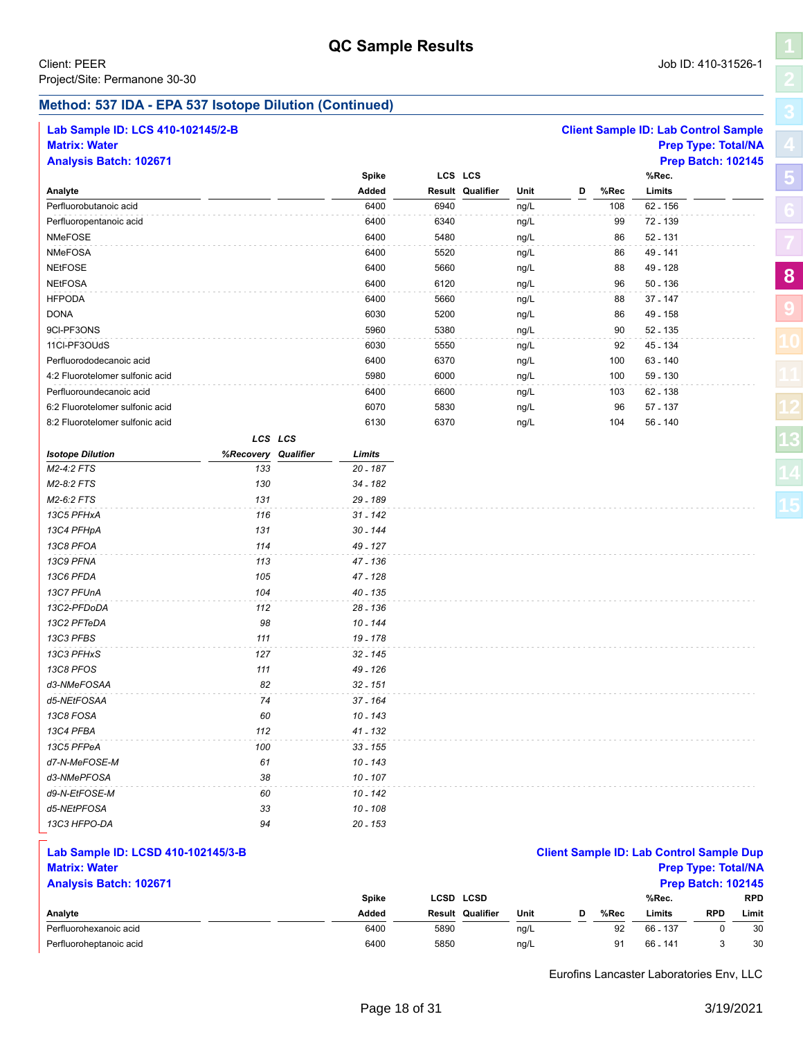## QC Sample Results

Client: PEER
Project/Site: Permanone 30-30

Job ID: 410-31526-1

### Method: 537 IDA - EPA 537 Isotope Dilution (Continued)

**Lab Sample ID: LCS 410-102145/2-B**
**Matrix: Water**
**Analysis Batch: 102671**

**Client Sample ID: Lab Control Sample**
**Prep Type: Total/NA**
**Prep Batch: 102145**

| Analyte | Spike Added | LCS Result | LCS Qualifier | Unit | D | %Rec | %Rec. Limits |
|---|---|---|---|---|---|---|---|
| Perfluorobutanoic acid | 6400 | 6940 | | ng/L | | 108 | 62 - 156 |
| Perfluoropentanoic acid | 6400 | 6340 | | ng/L | | 99 | 72 - 139 |
| NMeFOSE | 6400 | 5480 | | ng/L | | 86 | 52 - 131 |
| NMeFOSA | 6400 | 5520 | | ng/L | | 86 | 49 - 141 |
| NEtFOSE | 6400 | 5660 | | ng/L | | 88 | 49 - 128 |
| NEtFOSA | 6400 | 6120 | | ng/L | | 96 | 50 - 136 |
| HFPODA | 6400 | 5660 | | ng/L | | 88 | 37 - 147 |
| DONA | 6030 | 5200 | | ng/L | | 86 | 49 - 158 |
| 9Cl-PF3ONS | 5960 | 5380 | | ng/L | | 90 | 52 - 135 |
| 11Cl-PF3OUdS | 6030 | 5550 | | ng/L | | 92 | 45 - 134 |
| Perfluorododecanoic acid | 6400 | 6370 | | ng/L | | 100 | 63 - 140 |
| 4:2 Fluorotelomer sulfonic acid | 5980 | 6000 | | ng/L | | 100 | 59 - 130 |
| Perfluoroundecanoic acid | 6400 | 6600 | | ng/L | | 103 | 62 - 138 |
| 6:2 Fluorotelomer sulfonic acid | 6070 | 5830 | | ng/L | | 96 | 57 - 137 |
| 8:2 Fluorotelomer sulfonic acid | 6130 | 6370 | | ng/L | | 104 | 56 - 140 |

| *Isotope Dilution* | *LCS %Recovery* | *LCS Qualifier* | *Limits* |
|---|---|---|---|
| *M2-4:2 FTS* | *133* | | *20 - 187* |
| *M2-8:2 FTS* | *130* | | *34 - 182* |
| *M2-6:2 FTS* | *131* | | *29 - 189* |
| *13C5 PFHxA* | *116* | | *31 - 142* |
| *13C4 PFHpA* | *131* | | *30 - 144* |
| *13C8 PFOA* | *114* | | *49 - 127* |
| *13C9 PFNA* | *113* | | *47 - 136* |
| *13C6 PFDA* | *105* | | *47 - 128* |
| *13C7 PFUnA* | *104* | | *40 - 135* |
| *13C2-PFDoDA* | *112* | | *28 - 136* |
| *13C2 PFTeDA* | *98* | | *10 - 144* |
| *13C3 PFBS* | *111* | | *19 - 178* |
| *13C3 PFHxS* | *127* | | *32 - 145* |
| *13C8 PFOS* | *111* | | *49 - 126* |
| *d3-NMeFOSAA* | *82* | | *32 - 151* |
| *d5-NEtFOSAA* | *74* | | *37 - 164* |
| *13C8 FOSA* | *60* | | *10 - 143* |
| *13C4 PFBA* | *112* | | *41 - 132* |
| *13C5 PFPeA* | *100* | | *33 - 155* |
| *d7-N-MeFOSE-M* | *61* | | *10 - 143* |
| *d3-NMePFOSA* | *38* | | *10 - 107* |
| *d9-N-EtFOSE-M* | *60* | | *10 - 142* |
| *d5-NEtPFOSA* | *33* | | *10 - 108* |
| *13C3 HFPO-DA* | *94* | | *20 - 153* |

**Lab Sample ID: LCSD 410-102145/3-B**
**Matrix: Water**
**Analysis Batch: 102671**

**Client Sample ID: Lab Control Sample Dup**
**Prep Type: Total/NA**
**Prep Batch: 102145**

| Analyte | Spike Added | LCSD Result | LCSD Qualifier | Unit | D | %Rec | %Rec. Limits | RPD | RPD Limit |
|---|---|---|---|---|---|---|---|---|---|
| Perfluorohexanoic acid | 6400 | 5890 | | ng/L | | 92 | 66 - 137 | 0 | 30 |
| Perfluoroheptanoic acid | 6400 | 5850 | | ng/L | | 91 | 66 - 141 | 3 | 30 |

Eurofins Lancaster Laboratories Env, LLC

3/19/2021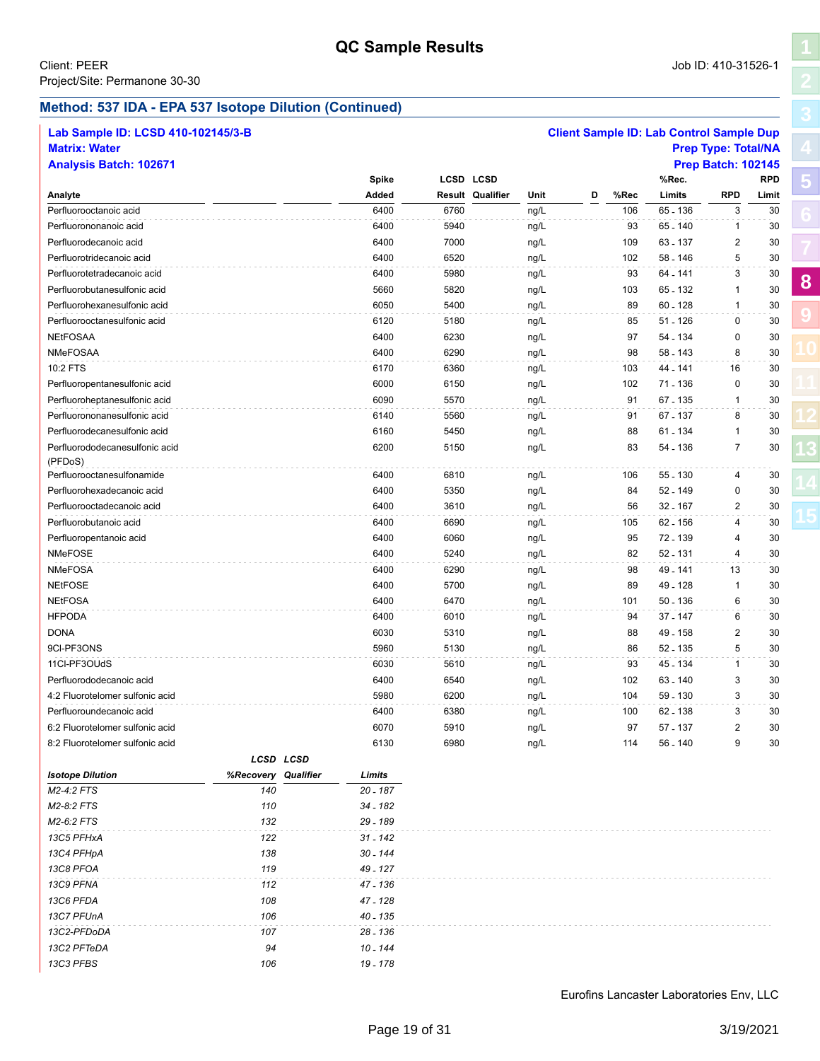# QC Sample Results

Client: PEER
Project/Site: Permanone 30-30

Job ID: 410-31526-1

## Method: 537 IDA - EPA 537 Isotope Dilution (Continued)

**Lab Sample ID: LCSD 410-102145/3-B**
**Matrix: Water**
**Analysis Batch: 102671**

**Client Sample ID: Lab Control Sample Dup**
**Prep Type: Total/NA**
**Prep Batch: 102145**

| Analyte | Spike Added | LCSD Result | LCSD Qualifier | Unit | D | %Rec | %Rec. Limits | RPD | RPD Limit |
|---|---|---|---|---|---|---|---|---|---|
| Perfluorooctanoic acid | 6400 | 6760 | | ng/L | | 106 | 65 - 136 | 3 | 30 |
| Perfluorononanoic acid | 6400 | 5940 | | ng/L | | 93 | 65 - 140 | 1 | 30 |
| Perfluorodecanoic acid | 6400 | 7000 | | ng/L | | 109 | 63 - 137 | 2 | 30 |
| Perfluorotridecanoic acid | 6400 | 6520 | | ng/L | | 102 | 58 - 146 | 5 | 30 |
| Perfluorotetradecanoic acid | 6400 | 5980 | | ng/L | | 93 | 64 - 141 | 3 | 30 |
| Perfluorobutanesulfonic acid | 5660 | 5820 | | ng/L | | 103 | 65 - 132 | 1 | 30 |
| Perfluorohexanesulfonic acid | 6050 | 5400 | | ng/L | | 89 | 60 - 128 | 1 | 30 |
| Perfluorooctanesulfonic acid | 6120 | 5180 | | ng/L | | 85 | 51 - 126 | 0 | 30 |
| NEtFOSAA | 6400 | 6230 | | ng/L | | 97 | 54 - 134 | 0 | 30 |
| NMeFOSAA | 6400 | 6290 | | ng/L | | 98 | 58 - 143 | 8 | 30 |
| 10:2 FTS | 6170 | 6360 | | ng/L | | 103 | 44 - 141 | 16 | 30 |
| Perfluoropentanesulfonic acid | 6000 | 6150 | | ng/L | | 102 | 71 - 136 | 0 | 30 |
| Perfluoroheptanesulfonic acid | 6090 | 5570 | | ng/L | | 91 | 67 - 135 | 1 | 30 |
| Perfluorononanesulfonic acid | 6140 | 5560 | | ng/L | | 91 | 67 - 137 | 8 | 30 |
| Perfluorodecanesulfonic acid | 6160 | 5450 | | ng/L | | 88 | 61 - 134 | 1 | 30 |
| Perfluorododecanesulfonic acid (PFDoS) | 6200 | 5150 | | ng/L | | 83 | 54 - 136 | 7 | 30 |
| Perfluorooctanesulfonamide | 6400 | 6810 | | ng/L | | 106 | 55 - 130 | 4 | 30 |
| Perfluorohexadecanoic acid | 6400 | 5350 | | ng/L | | 84 | 52 - 149 | 0 | 30 |
| Perfluorooctadecanoic acid | 6400 | 3610 | | ng/L | | 56 | 32 - 167 | 2 | 30 |
| Perfluorobutanoic acid | 6400 | 6690 | | ng/L | | 105 | 62 - 156 | 4 | 30 |
| Perfluoropentanoic acid | 6400 | 6060 | | ng/L | | 95 | 72 - 139 | 4 | 30 |
| NMeFOSE | 6400 | 5240 | | ng/L | | 82 | 52 - 131 | 4 | 30 |
| NMeFOSA | 6400 | 6290 | | ng/L | | 98 | 49 - 141 | 13 | 30 |
| NEtFOSE | 6400 | 5700 | | ng/L | | 89 | 49 - 128 | 1 | 30 |
| NEtFOSA | 6400 | 6470 | | ng/L | | 101 | 50 - 136 | 6 | 30 |
| HFPODA | 6400 | 6010 | | ng/L | | 94 | 37 - 147 | 6 | 30 |
| DONA | 6030 | 5310 | | ng/L | | 88 | 49 - 158 | 2 | 30 |
| 9Cl-PF3ONS | 5960 | 5130 | | ng/L | | 86 | 52 - 135 | 5 | 30 |
| 11Cl-PF3OUdS | 6030 | 5610 | | ng/L | | 93 | 45 - 134 | 1 | 30 |
| Perfluorododecanoic acid | 6400 | 6540 | | ng/L | | 102 | 63 - 140 | 3 | 30 |
| 4:2 Fluorotelomer sulfonic acid | 5980 | 6200 | | ng/L | | 104 | 59 - 130 | 3 | 30 |
| Perfluoroundecanoic acid | 6400 | 6380 | | ng/L | | 100 | 62 - 138 | 3 | 30 |
| 6:2 Fluorotelomer sulfonic acid | 6070 | 5910 | | ng/L | | 97 | 57 - 137 | 2 | 30 |
| 8:2 Fluorotelomer sulfonic acid | 6130 | 6980 | | ng/L | | 114 | 56 - 140 | 9 | 30 |

| *Isotope Dilution* | *LCSD %Recovery* | *LCSD Qualifier* | *Limits* |
|---|---|---|---|
| *M2-4:2 FTS* | *140* | | *20 - 187* |
| *M2-8:2 FTS* | *110* | | *34 - 182* |
| *M2-6:2 FTS* | *132* | | *29 - 189* |
| *13C5 PFHxA* | *122* | | *31 - 142* |
| *13C4 PFHpA* | *138* | | *30 - 144* |
| *13C8 PFOA* | *119* | | *49 - 127* |
| *13C9 PFNA* | *112* | | *47 - 136* |
| *13C6 PFDA* | *108* | | *47 - 128* |
| *13C7 PFUnA* | *106* | | *40 - 135* |
| *13C2-PFDoDA* | *107* | | *28 - 136* |
| *13C2 PFTeDA* | *94* | | *10 - 144* |
| *13C3 PFBS* | *106* | | *19 - 178* |

Eurofins Lancaster Laboratories Env, LLC

3/19/2021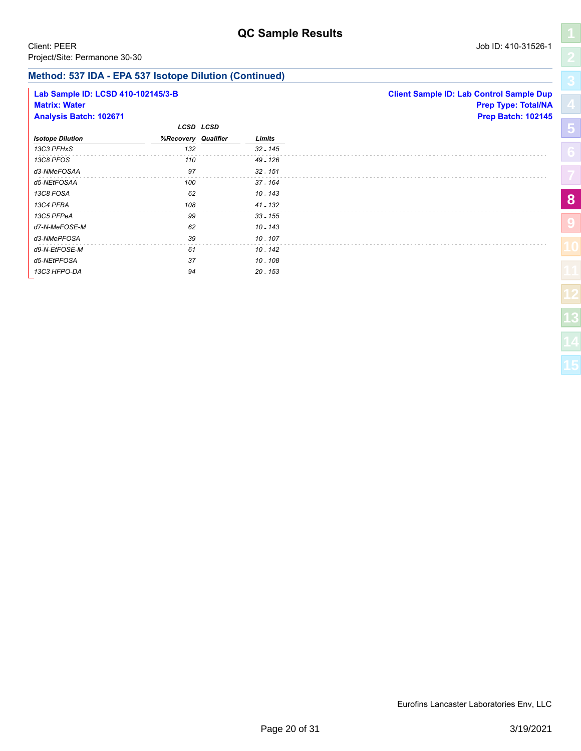# QC Sample Results

Client: PEER
Project/Site: Permanone 30-30

Job ID: 410-31526-1

## Method: 537 IDA - EPA 537 Isotope Dilution (Continued)

**Lab Sample ID: LCSD 410-102145/3-B**
**Matrix: Water**
**Analysis Batch: 102671**

**Client Sample ID: Lab Control Sample Dup**
**Prep Type: Total/NA**
**Prep Batch: 102145**

| Isotope Dilution | LCSD %Recovery | LCSD Qualifier | Limits |
|---|---|---|---|
| 13C3 PFHxS | 132 | | 32 - 145 |
| 13C8 PFOS | 110 | | 49 - 126 |
| d3-NMeFOSAA | 97 | | 32 - 151 |
| d5-NEtFOSAA | 100 | | 37 - 164 |
| 13C8 FOSA | 62 | | 10 - 143 |
| 13C4 PFBA | 108 | | 41 - 132 |
| 13C5 PFPeA | 99 | | 33 - 155 |
| d7-N-MeFOSE-M | 62 | | 10 - 143 |
| d3-NMePFOSA | 39 | | 10 - 107 |
| d9-N-EtFOSE-M | 61 | | 10 - 142 |
| d5-NEtPFOSA | 37 | | 10 - 108 |
| 13C3 HFPO-DA | 94 | | 20 - 153 |

Eurofins Lancaster Laboratories Env, LLC

3/19/2021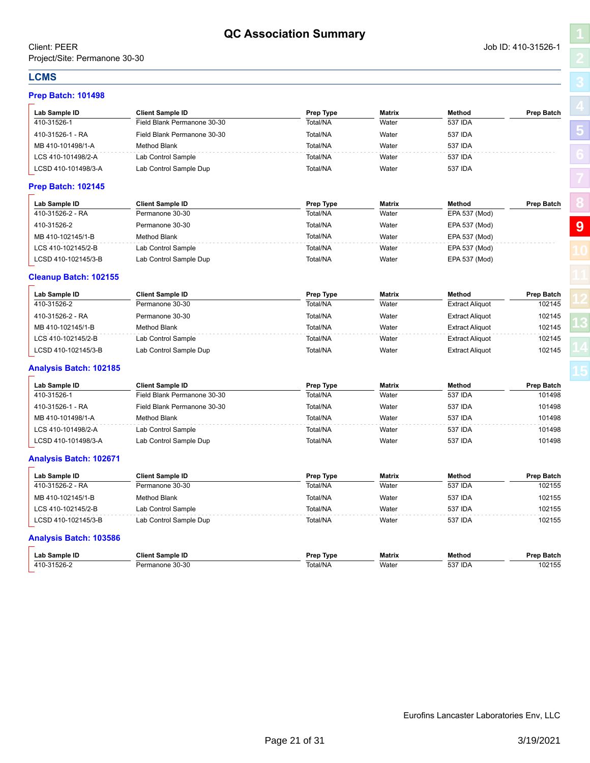# QC Association Summary

Client: PEER
Project/Site: Permanone 30-30

Job ID: 410-31526-1

## LCMS

### Prep Batch: 101498

| Lab Sample ID | Client Sample ID | Prep Type | Matrix | Method | Prep Batch |
|---|---|---|---|---|---|
| 410-31526-1 | Field Blank Permanone 30-30 | Total/NA | Water | 537 IDA | |
| 410-31526-1 - RA | Field Blank Permanone 30-30 | Total/NA | Water | 537 IDA | |
| MB 410-101498/1-A | Method Blank | Total/NA | Water | 537 IDA | |
| LCS 410-101498/2-A | Lab Control Sample | Total/NA | Water | 537 IDA | |
| LCSD 410-101498/3-A | Lab Control Sample Dup | Total/NA | Water | 537 IDA | |

### Prep Batch: 102145

| Lab Sample ID | Client Sample ID | Prep Type | Matrix | Method | Prep Batch |
|---|---|---|---|---|---|
| 410-31526-2 - RA | Permanone 30-30 | Total/NA | Water | EPA 537 (Mod) | |
| 410-31526-2 | Permanone 30-30 | Total/NA | Water | EPA 537 (Mod) | |
| MB 410-102145/1-B | Method Blank | Total/NA | Water | EPA 537 (Mod) | |
| LCS 410-102145/2-B | Lab Control Sample | Total/NA | Water | EPA 537 (Mod) | |
| LCSD 410-102145/3-B | Lab Control Sample Dup | Total/NA | Water | EPA 537 (Mod) | |

### Cleanup Batch: 102155

| Lab Sample ID | Client Sample ID | Prep Type | Matrix | Method | Prep Batch |
|---|---|---|---|---|---|
| 410-31526-2 | Permanone 30-30 | Total/NA | Water | Extract Aliquot | 102145 |
| 410-31526-2 - RA | Permanone 30-30 | Total/NA | Water | Extract Aliquot | 102145 |
| MB 410-102145/1-B | Method Blank | Total/NA | Water | Extract Aliquot | 102145 |
| LCS 410-102145/2-B | Lab Control Sample | Total/NA | Water | Extract Aliquot | 102145 |
| LCSD 410-102145/3-B | Lab Control Sample Dup | Total/NA | Water | Extract Aliquot | 102145 |

### Analysis Batch: 102185

| Lab Sample ID | Client Sample ID | Prep Type | Matrix | Method | Prep Batch |
|---|---|---|---|---|---|
| 410-31526-1 | Field Blank Permanone 30-30 | Total/NA | Water | 537 IDA | 101498 |
| 410-31526-1 - RA | Field Blank Permanone 30-30 | Total/NA | Water | 537 IDA | 101498 |
| MB 410-101498/1-A | Method Blank | Total/NA | Water | 537 IDA | 101498 |
| LCS 410-101498/2-A | Lab Control Sample | Total/NA | Water | 537 IDA | 101498 |
| LCSD 410-101498/3-A | Lab Control Sample Dup | Total/NA | Water | 537 IDA | 101498 |

### Analysis Batch: 102671

| Lab Sample ID | Client Sample ID | Prep Type | Matrix | Method | Prep Batch |
|---|---|---|---|---|---|
| 410-31526-2 - RA | Permanone 30-30 | Total/NA | Water | 537 IDA | 102155 |
| MB 410-102145/1-B | Method Blank | Total/NA | Water | 537 IDA | 102155 |
| LCS 410-102145/2-B | Lab Control Sample | Total/NA | Water | 537 IDA | 102155 |
| LCSD 410-102145/3-B | Lab Control Sample Dup | Total/NA | Water | 537 IDA | 102155 |

### Analysis Batch: 103586

| Lab Sample ID | Client Sample ID | Prep Type | Matrix | Method | Prep Batch |
|---|---|---|---|---|---|
| 410-31526-2 | Permanone 30-30 | Total/NA | Water | 537 IDA | 102155 |

Eurofins Lancaster Laboratories Env, LLC

3/19/2021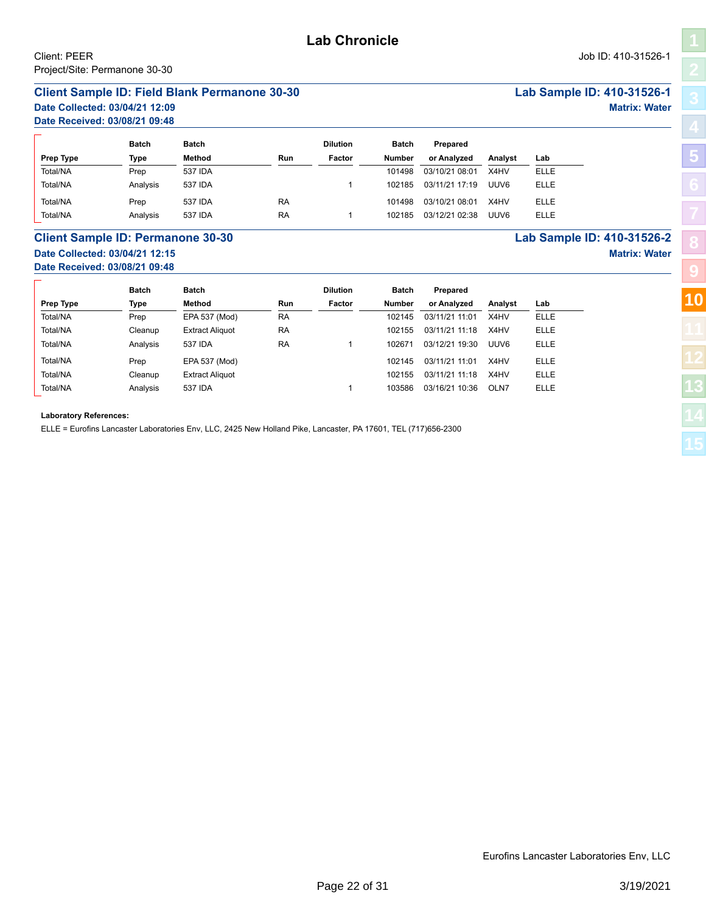# Lab Chronicle

Client: PEER
Project/Site: Permanone 30-30

Job ID: 410-31526-1

## Client Sample ID: Field Blank Permanone 30-30

**Lab Sample ID: 410-31526-1**

**Date Collected: 03/04/21 12:09**
**Date Received: 03/08/21 09:48**

**Matrix: Water**

| Prep Type | Batch Type | Batch Method | Run | Dilution Factor | Batch Number | Prepared or Analyzed | Analyst | Lab |
|---|---|---|---|---|---|---|---|---|
| Total/NA | Prep | 537 IDA | | | 101498 | 03/10/21 08:01 | X4HV | ELLE |
| Total/NA | Analysis | 537 IDA | | 1 | 102185 | 03/11/21 17:19 | UUV6 | ELLE |
| Total/NA | Prep | 537 IDA | RA | | 101498 | 03/10/21 08:01 | X4HV | ELLE |
| Total/NA | Analysis | 537 IDA | RA | 1 | 102185 | 03/12/21 02:38 | UUV6 | ELLE |

## Client Sample ID: Permanone 30-30

**Lab Sample ID: 410-31526-2**

**Date Collected: 03/04/21 12:15**
**Date Received: 03/08/21 09:48**

**Matrix: Water**

| Prep Type | Batch Type | Batch Method | Run | Dilution Factor | Batch Number | Prepared or Analyzed | Analyst | Lab |
|---|---|---|---|---|---|---|---|---|
| Total/NA | Prep | EPA 537 (Mod) | RA | | 102145 | 03/11/21 11:01 | X4HV | ELLE |
| Total/NA | Cleanup | Extract Aliquot | RA | | 102155 | 03/11/21 11:18 | X4HV | ELLE |
| Total/NA | Analysis | 537 IDA | RA | 1 | 102671 | 03/12/21 19:30 | UUV6 | ELLE |
| Total/NA | Prep | EPA 537 (Mod) | | | 102145 | 03/11/21 11:01 | X4HV | ELLE |
| Total/NA | Cleanup | Extract Aliquot | | | 102155 | 03/11/21 11:18 | X4HV | ELLE |
| Total/NA | Analysis | 537 IDA | | 1 | 103586 | 03/16/21 10:36 | OLN7 | ELLE |

**Laboratory References:**

ELLE = Eurofins Lancaster Laboratories Env, LLC, 2425 New Holland Pike, Lancaster, PA 17601, TEL (717)656-2300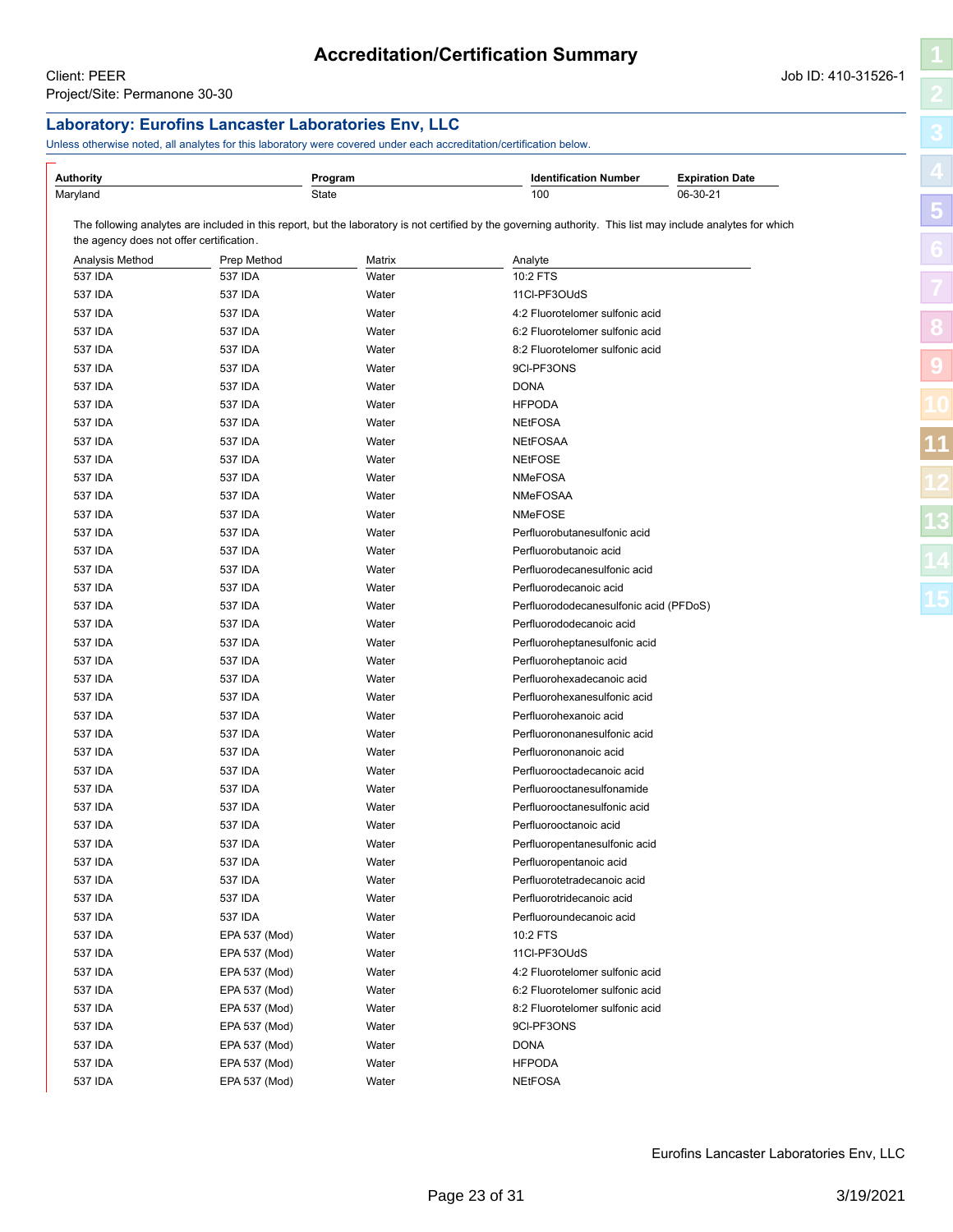# Accreditation/Certification Summary

Client: PEER
Project/Site: Permanone 30-30

Job ID: 410-31526-1

## Laboratory: Eurofins Lancaster Laboratories Env, LLC

Unless otherwise noted, all analytes for this laboratory were covered under each accreditation/certification below.

| Authority | Program | Identification Number | Expiration Date |
|---|---|---|---|
| Maryland | State | 100 | 06-30-21 |

The following analytes are included in this report, but the laboratory is not certified by the governing authority. This list may include analytes for which the agency does not offer certification.

| Analysis Method | Prep Method | Matrix | Analyte |
|---|---|---|---|
| 537 IDA | 537 IDA | Water | 10:2 FTS |
| 537 IDA | 537 IDA | Water | 11Cl-PF3OUdS |
| 537 IDA | 537 IDA | Water | 4:2 Fluorotelomer sulfonic acid |
| 537 IDA | 537 IDA | Water | 6:2 Fluorotelomer sulfonic acid |
| 537 IDA | 537 IDA | Water | 8:2 Fluorotelomer sulfonic acid |
| 537 IDA | 537 IDA | Water | 9Cl-PF3ONS |
| 537 IDA | 537 IDA | Water | DONA |
| 537 IDA | 537 IDA | Water | HFPODA |
| 537 IDA | 537 IDA | Water | NEtFOSA |
| 537 IDA | 537 IDA | Water | NEtFOSAA |
| 537 IDA | 537 IDA | Water | NEtFOSE |
| 537 IDA | 537 IDA | Water | NMeFOSA |
| 537 IDA | 537 IDA | Water | NMeFOSAA |
| 537 IDA | 537 IDA | Water | NMeFOSE |
| 537 IDA | 537 IDA | Water | Perfluorobutanesulfonic acid |
| 537 IDA | 537 IDA | Water | Perfluorobutanoic acid |
| 537 IDA | 537 IDA | Water | Perfluorodecanesulfonic acid |
| 537 IDA | 537 IDA | Water | Perfluorodecanoic acid |
| 537 IDA | 537 IDA | Water | Perfluorododecanesulfonic acid (PFDoS) |
| 537 IDA | 537 IDA | Water | Perfluorododecanoic acid |
| 537 IDA | 537 IDA | Water | Perfluoroheptanesulfonic acid |
| 537 IDA | 537 IDA | Water | Perfluoroheptanoic acid |
| 537 IDA | 537 IDA | Water | Perfluorohexadecanoic acid |
| 537 IDA | 537 IDA | Water | Perfluorohexanesulfonic acid |
| 537 IDA | 537 IDA | Water | Perfluorohexanoic acid |
| 537 IDA | 537 IDA | Water | Perfluorononanesulfonic acid |
| 537 IDA | 537 IDA | Water | Perfluorononanoic acid |
| 537 IDA | 537 IDA | Water | Perfluorooctadecanoic acid |
| 537 IDA | 537 IDA | Water | Perfluorooctanesulfonamide |
| 537 IDA | 537 IDA | Water | Perfluorooctanesulfonic acid |
| 537 IDA | 537 IDA | Water | Perfluorooctanoic acid |
| 537 IDA | 537 IDA | Water | Perfluoropentanesulfonic acid |
| 537 IDA | 537 IDA | Water | Perfluoropentanoic acid |
| 537 IDA | 537 IDA | Water | Perfluorotetradecanoic acid |
| 537 IDA | 537 IDA | Water | Perfluorotridecanoic acid |
| 537 IDA | 537 IDA | Water | Perfluoroundecanoic acid |
| 537 IDA | EPA 537 (Mod) | Water | 10:2 FTS |
| 537 IDA | EPA 537 (Mod) | Water | 11Cl-PF3OUdS |
| 537 IDA | EPA 537 (Mod) | Water | 4:2 Fluorotelomer sulfonic acid |
| 537 IDA | EPA 537 (Mod) | Water | 6:2 Fluorotelomer sulfonic acid |
| 537 IDA | EPA 537 (Mod) | Water | 8:2 Fluorotelomer sulfonic acid |
| 537 IDA | EPA 537 (Mod) | Water | 9Cl-PF3ONS |
| 537 IDA | EPA 537 (Mod) | Water | DONA |
| 537 IDA | EPA 537 (Mod) | Water | HFPODA |
| 537 IDA | EPA 537 (Mod) | Water | NEtFOSA |

Eurofins Lancaster Laboratories Env, LLC

3/19/2021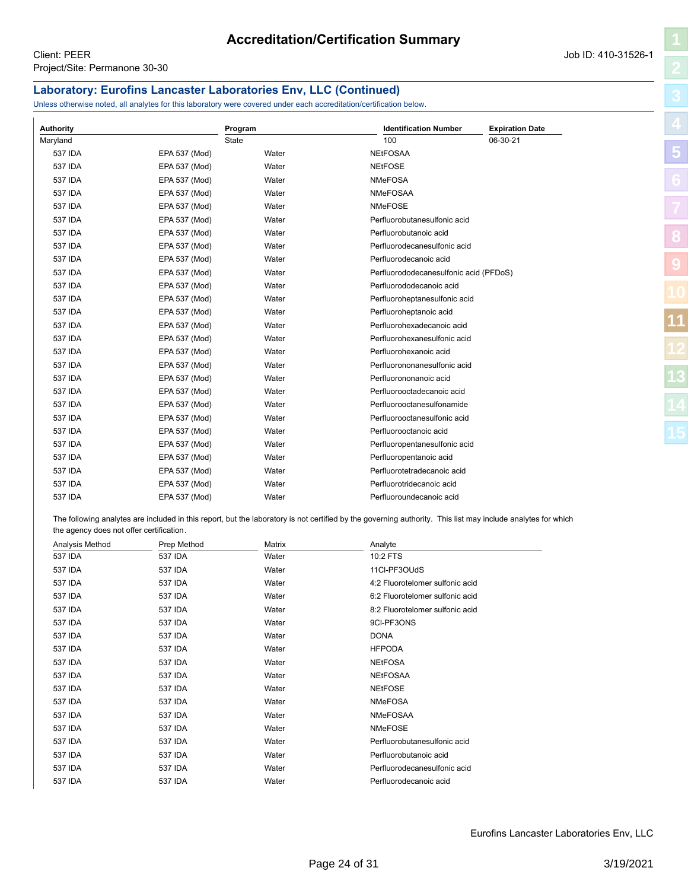# Accreditation/Certification Summary

Client: PEER
Project/Site: Permanone 30-30

Job ID: 410-31526-1

## Laboratory: Eurofins Lancaster Laboratories Env, LLC (Continued)

Unless otherwise noted, all analytes for this laboratory were covered under each accreditation/certification below.

| Authority | Program | Identification Number | Expiration Date |
|---|---|---|---|
| Maryland | State | 100 | 06-30-21 |

| | | | |
|---|---|---|---|
| 537 IDA | EPA 537 (Mod) | Water | NEtFOSAA |
| 537 IDA | EPA 537 (Mod) | Water | NEtFOSE |
| 537 IDA | EPA 537 (Mod) | Water | NMeFOSA |
| 537 IDA | EPA 537 (Mod) | Water | NMeFOSAA |
| 537 IDA | EPA 537 (Mod) | Water | NMeFOSE |
| 537 IDA | EPA 537 (Mod) | Water | Perfluorobutanesulfonic acid |
| 537 IDA | EPA 537 (Mod) | Water | Perfluorobutanoic acid |
| 537 IDA | EPA 537 (Mod) | Water | Perfluorodecanesulfonic acid |
| 537 IDA | EPA 537 (Mod) | Water | Perfluorodecanoic acid |
| 537 IDA | EPA 537 (Mod) | Water | Perfluorododecanesulfonic acid (PFDoS) |
| 537 IDA | EPA 537 (Mod) | Water | Perfluorododecanoic acid |
| 537 IDA | EPA 537 (Mod) | Water | Perfluoroheptanesulfonic acid |
| 537 IDA | EPA 537 (Mod) | Water | Perfluoroheptanoic acid |
| 537 IDA | EPA 537 (Mod) | Water | Perfluorohexadecanoic acid |
| 537 IDA | EPA 537 (Mod) | Water | Perfluorohexanesulfonic acid |
| 537 IDA | EPA 537 (Mod) | Water | Perfluorohexanoic acid |
| 537 IDA | EPA 537 (Mod) | Water | Perfluorononanesulfonic acid |
| 537 IDA | EPA 537 (Mod) | Water | Perfluorononanoic acid |
| 537 IDA | EPA 537 (Mod) | Water | Perfluorooctadecanoic acid |
| 537 IDA | EPA 537 (Mod) | Water | Perfluorooctanesulfonamide |
| 537 IDA | EPA 537 (Mod) | Water | Perfluorooctanesulfonic acid |
| 537 IDA | EPA 537 (Mod) | Water | Perfluorooctanoic acid |
| 537 IDA | EPA 537 (Mod) | Water | Perfluoropentanesulfonic acid |
| 537 IDA | EPA 537 (Mod) | Water | Perfluoropentanoic acid |
| 537 IDA | EPA 537 (Mod) | Water | Perfluorotetradecanoic acid |
| 537 IDA | EPA 537 (Mod) | Water | Perfluorotridecanoic acid |
| 537 IDA | EPA 537 (Mod) | Water | Perfluoroundecanoic acid |

The following analytes are included in this report, but the laboratory is not certified by the governing authority. This list may include analytes for which the agency does not offer certification.

| Analysis Method | Prep Method | Matrix | Analyte |
|---|---|---|---|
| 537 IDA | 537 IDA | Water | 10:2 FTS |
| 537 IDA | 537 IDA | Water | 11Cl-PF3OUdS |
| 537 IDA | 537 IDA | Water | 4:2 Fluorotelomer sulfonic acid |
| 537 IDA | 537 IDA | Water | 6:2 Fluorotelomer sulfonic acid |
| 537 IDA | 537 IDA | Water | 8:2 Fluorotelomer sulfonic acid |
| 537 IDA | 537 IDA | Water | 9Cl-PF3ONS |
| 537 IDA | 537 IDA | Water | DONA |
| 537 IDA | 537 IDA | Water | HFPODA |
| 537 IDA | 537 IDA | Water | NEtFOSA |
| 537 IDA | 537 IDA | Water | NEtFOSAA |
| 537 IDA | 537 IDA | Water | NEtFOSE |
| 537 IDA | 537 IDA | Water | NMeFOSA |
| 537 IDA | 537 IDA | Water | NMeFOSAA |
| 537 IDA | 537 IDA | Water | NMeFOSE |
| 537 IDA | 537 IDA | Water | Perfluorobutanesulfonic acid |
| 537 IDA | 537 IDA | Water | Perfluorobutanoic acid |
| 537 IDA | 537 IDA | Water | Perfluorodecanesulfonic acid |
| 537 IDA | 537 IDA | Water | Perfluorodecanoic acid |

Eurofins Lancaster Laboratories Env, LLC

3/19/2021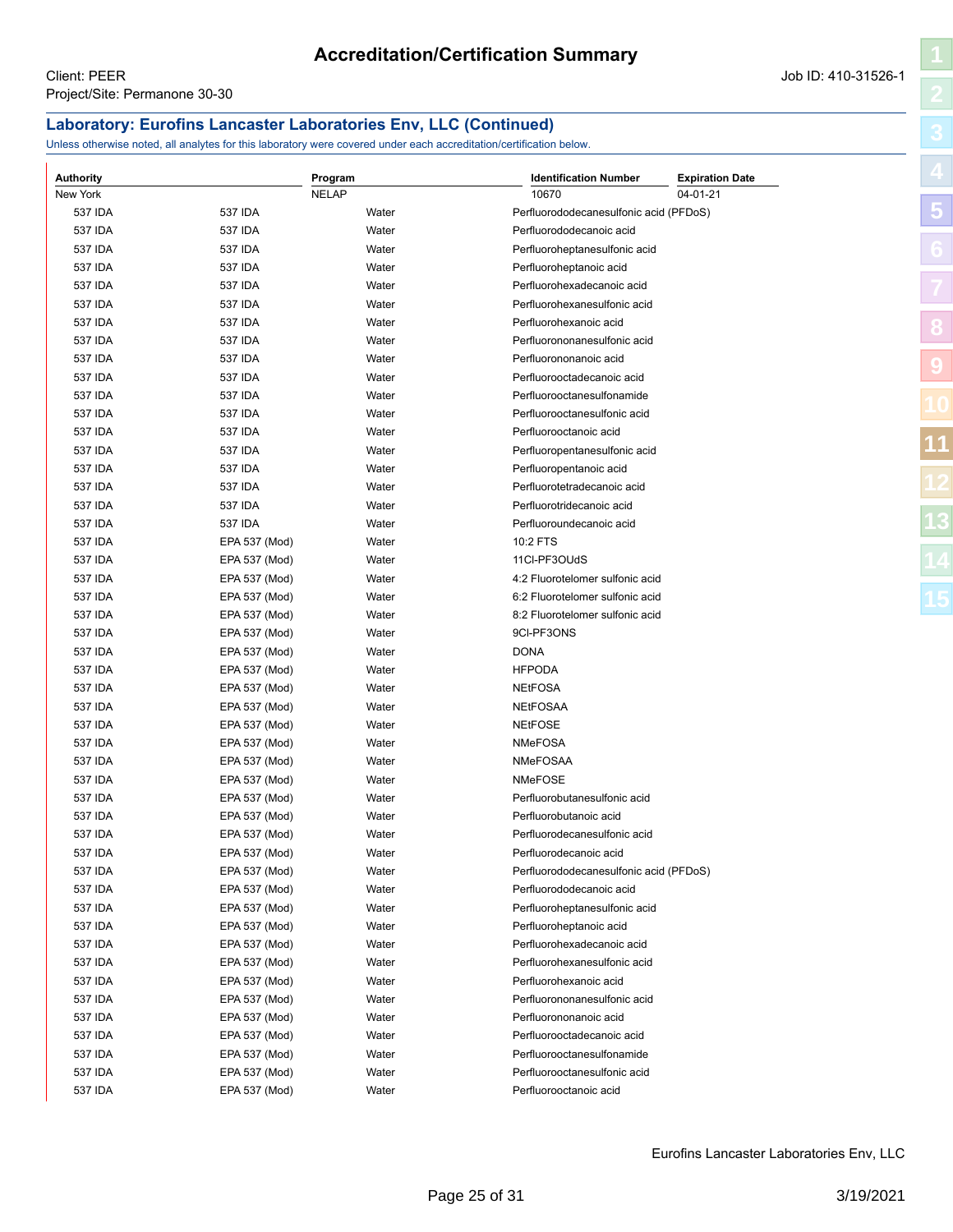# Accreditation/Certification Summary

Client: PEER
Project/Site: Permanone 30-30

Job ID: 410-31526-1

## Laboratory: Eurofins Lancaster Laboratories Env, LLC (Continued)

Unless otherwise noted, all analytes for this laboratory were covered under each accreditation/certification below.

| Authority | Program | Identification Number | Expiration Date |
|---|---|---|---|
| New York | NELAP | 10670 | 04-01-21 |

| Analysis Method | Prep Method | Matrix | Analyte |
|---|---|---|---|
| 537 IDA | 537 IDA | Water | Perfluorododecanesulfonic acid (PFDoS) |
| 537 IDA | 537 IDA | Water | Perfluorododecanoic acid |
| 537 IDA | 537 IDA | Water | Perfluoroheptanesulfonic acid |
| 537 IDA | 537 IDA | Water | Perfluoroheptanoic acid |
| 537 IDA | 537 IDA | Water | Perfluorohexadecanoic acid |
| 537 IDA | 537 IDA | Water | Perfluorohexanesulfonic acid |
| 537 IDA | 537 IDA | Water | Perfluorohexanoic acid |
| 537 IDA | 537 IDA | Water | Perfluorononanesulfonic acid |
| 537 IDA | 537 IDA | Water | Perfluorononanoic acid |
| 537 IDA | 537 IDA | Water | Perfluorooctadecanoic acid |
| 537 IDA | 537 IDA | Water | Perfluorooctanesulfonamide |
| 537 IDA | 537 IDA | Water | Perfluorooctanesulfonic acid |
| 537 IDA | 537 IDA | Water | Perfluorooctanoic acid |
| 537 IDA | 537 IDA | Water | Perfluoropentanesulfonic acid |
| 537 IDA | 537 IDA | Water | Perfluoropentanoic acid |
| 537 IDA | 537 IDA | Water | Perfluorotetradecanoic acid |
| 537 IDA | 537 IDA | Water | Perfluorotridecanoic acid |
| 537 IDA | 537 IDA | Water | Perfluoroundecanoic acid |
| 537 IDA | EPA 537 (Mod) | Water | 10:2 FTS |
| 537 IDA | EPA 537 (Mod) | Water | 11Cl-PF3OUdS |
| 537 IDA | EPA 537 (Mod) | Water | 4:2 Fluorotelomer sulfonic acid |
| 537 IDA | EPA 537 (Mod) | Water | 6:2 Fluorotelomer sulfonic acid |
| 537 IDA | EPA 537 (Mod) | Water | 8:2 Fluorotelomer sulfonic acid |
| 537 IDA | EPA 537 (Mod) | Water | 9Cl-PF3ONS |
| 537 IDA | EPA 537 (Mod) | Water | DONA |
| 537 IDA | EPA 537 (Mod) | Water | HFPODA |
| 537 IDA | EPA 537 (Mod) | Water | NEtFOSA |
| 537 IDA | EPA 537 (Mod) | Water | NEtFOSAA |
| 537 IDA | EPA 537 (Mod) | Water | NEtFOSE |
| 537 IDA | EPA 537 (Mod) | Water | NMeFOSA |
| 537 IDA | EPA 537 (Mod) | Water | NMeFOSAA |
| 537 IDA | EPA 537 (Mod) | Water | NMeFOSE |
| 537 IDA | EPA 537 (Mod) | Water | Perfluorobutanesulfonic acid |
| 537 IDA | EPA 537 (Mod) | Water | Perfluorobutanoic acid |
| 537 IDA | EPA 537 (Mod) | Water | Perfluorodecanesulfonic acid |
| 537 IDA | EPA 537 (Mod) | Water | Perfluorodecanoic acid |
| 537 IDA | EPA 537 (Mod) | Water | Perfluorododecanesulfonic acid (PFDoS) |
| 537 IDA | EPA 537 (Mod) | Water | Perfluorododecanoic acid |
| 537 IDA | EPA 537 (Mod) | Water | Perfluoroheptanesulfonic acid |
| 537 IDA | EPA 537 (Mod) | Water | Perfluoroheptanoic acid |
| 537 IDA | EPA 537 (Mod) | Water | Perfluorohexadecanoic acid |
| 537 IDA | EPA 537 (Mod) | Water | Perfluorohexanesulfonic acid |
| 537 IDA | EPA 537 (Mod) | Water | Perfluorohexanoic acid |
| 537 IDA | EPA 537 (Mod) | Water | Perfluorononanesulfonic acid |
| 537 IDA | EPA 537 (Mod) | Water | Perfluorononanoic acid |
| 537 IDA | EPA 537 (Mod) | Water | Perfluorooctadecanoic acid |
| 537 IDA | EPA 537 (Mod) | Water | Perfluorooctanesulfonamide |
| 537 IDA | EPA 537 (Mod) | Water | Perfluorooctanesulfonic acid |
| 537 IDA | EPA 537 (Mod) | Water | Perfluorooctanoic acid |

Eurofins Lancaster Laboratories Env, LLC

3/19/2021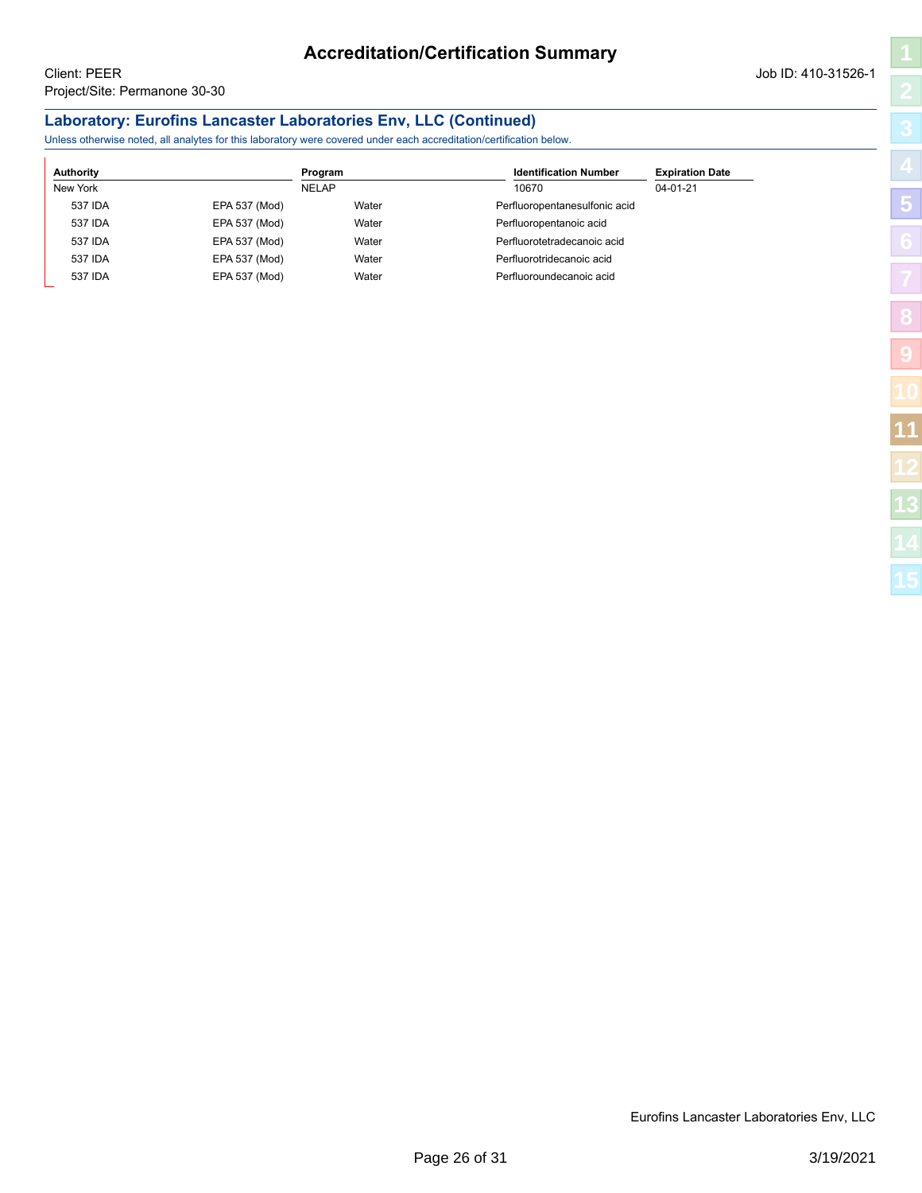# Accreditation/Certification Summary

Client: PEER
Project/Site: Permanone 30-30

Job ID: 410-31526-1

## Laboratory: Eurofins Lancaster Laboratories Env, LLC (Continued)

Unless otherwise noted, all analytes for this laboratory were covered under each accreditation/certification below.

| Authority | | Program | | Identification Number | Expiration Date |
|---|---|---|---|---|---|
| New York | | NELAP | | 10670 | 04-01-21 |
| 537 IDA | EPA 537 (Mod) | Water | Perfluoropentanesulfonic acid | | |
| 537 IDA | EPA 537 (Mod) | Water | Perfluoropentanoic acid | | |
| 537 IDA | EPA 537 (Mod) | Water | Perfluorotetradecanoic acid | | |
| 537 IDA | EPA 537 (Mod) | Water | Perfluorotridecanoic acid | | |
| 537 IDA | EPA 537 (Mod) | Water | Perfluoroundecanoic acid | | |

Eurofins Lancaster Laboratories Env, LLC

3/19/2021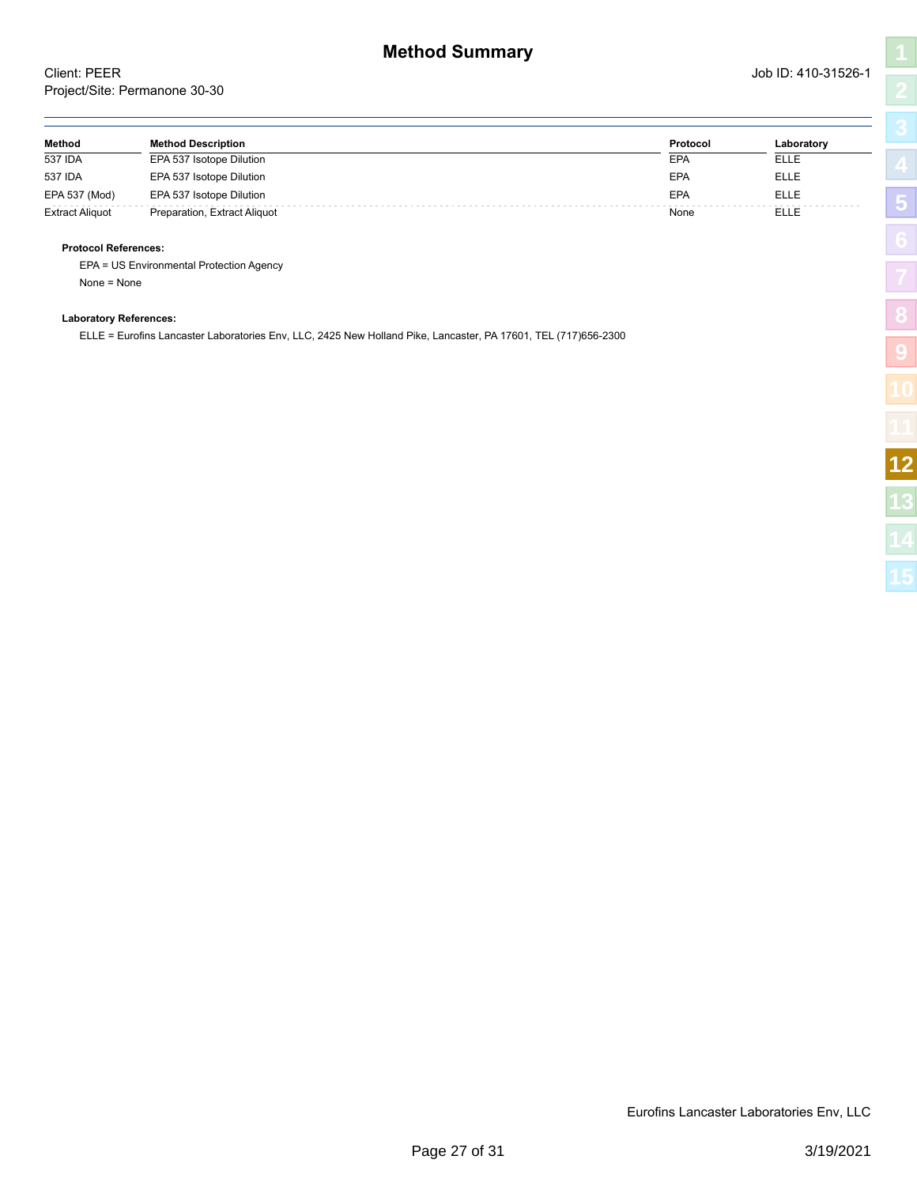# Method Summary

Client: PEER
Project/Site: Permanone 30-30

Job ID: 410-31526-1

| Method | Method Description | Protocol | Laboratory |
|---|---|---|---|
| 537 IDA | EPA 537 Isotope Dilution | EPA | ELLE |
| 537 IDA | EPA 537 Isotope Dilution | EPA | ELLE |
| EPA 537 (Mod) | EPA 537 Isotope Dilution | EPA | ELLE |
| Extract Aliquot | Preparation, Extract Aliquot | None | ELLE |

**Protocol References:**

EPA = US Environmental Protection Agency

None = None

**Laboratory References:**

ELLE = Eurofins Lancaster Laboratories Env, LLC, 2425 New Holland Pike, Lancaster, PA 17601, TEL (717)656-2300

Eurofins Lancaster Laboratories Env, LLC

3/19/2021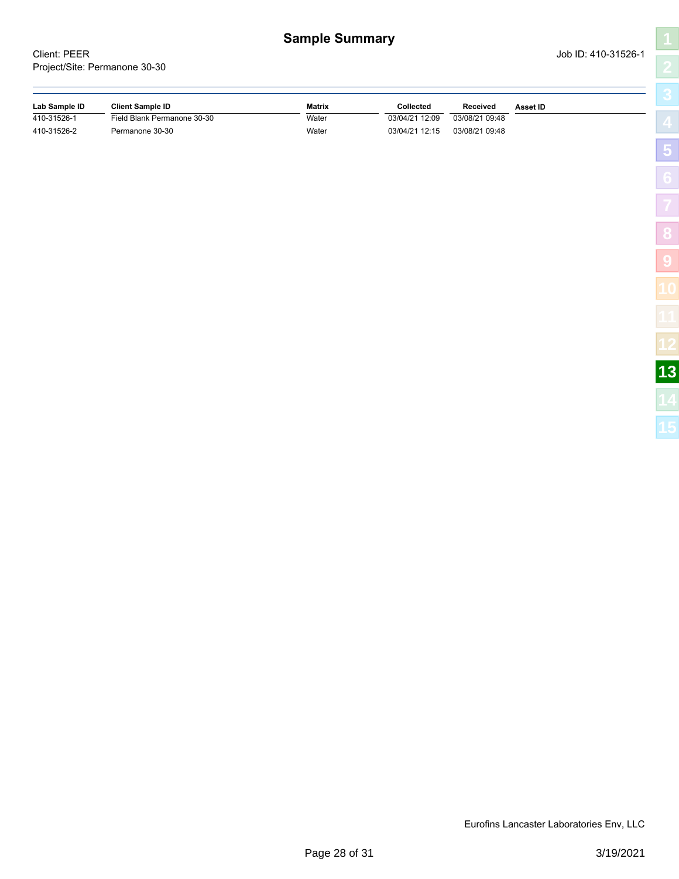# Sample Summary

Client: PEER
Project/Site: Permanone 30-30

Job ID: 410-31526-1

| Lab Sample ID | Client Sample ID | Matrix | Collected | Received | Asset ID |
|---|---|---|---|---|---|
| 410-31526-1 | Field Blank Permanone 30-30 | Water | 03/04/21 12:09 | 03/08/21 09:48 | |
| 410-31526-2 | Permanone 30-30 | Water | 03/04/21 12:15 | 03/08/21 09:48 | |

Eurofins Lancaster Laboratories Env, LLC

3/19/2021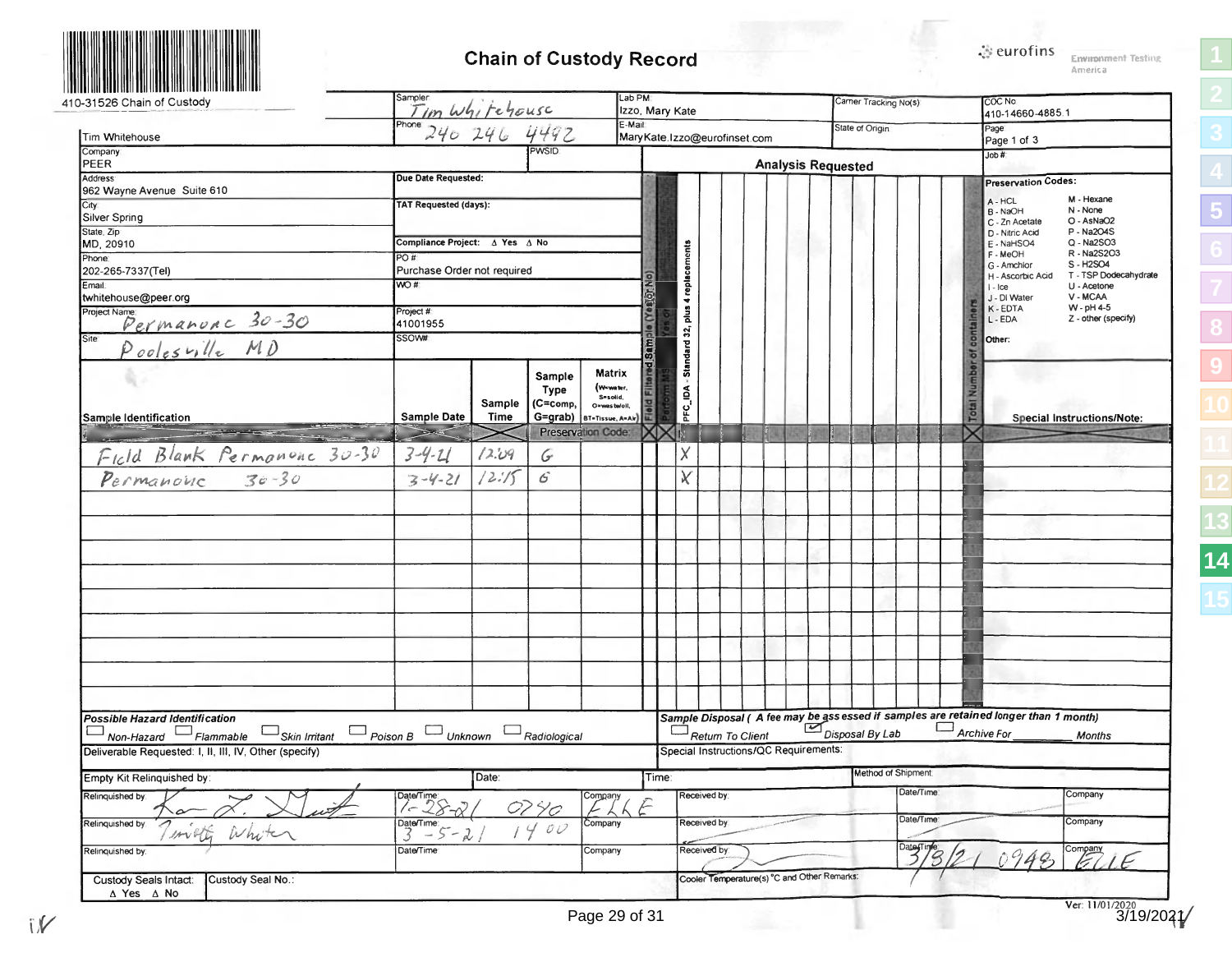410-31526 Chain of Custody

# Chain of Custody Record

eurofins Environment Testing America

| | | | | |
|---|---|---|---|---|
| Client Information | Sampler: Tim Whitehouse | Lab PM: Izzo, Mary Kate | Carrier Tracking No(s): | COC No: 410-14660-4885.1 |
| Client Contact: Tim Whitehouse | Phone: 240 246 4492 | E-Mail: MaryKate.Izzo@eurofinset.com | State of Origin: | Page: Page 1 of 3 |
| Company: PEER | PWSID: | | | Job #: |
| Address: 962 Wayne Avenue Suite 610 | Due Date Requested: | | | |
| City: Silver Spring | TAT Requested (days): | | | |
| State, Zip: MD, 20910 | Compliance Project: Δ Yes Δ No | | | |
| Phone: 202-265-7337(Tel) | PO #: Purchase Order not required | | | |
| Email: twhitehouse@peer.org | WO #: | | | |
| Project Name: Permanone 30-30 | Project #: 41001955 | | | |
| Site: Poolesville MD | SSOW#: | | | |

**Analysis Requested:** Field Filtered Sample (Yes or No); Perform MS/MSD (Yes or No); PFC_IDA - Standard 32, plus 4 replacements; Total Number of containers

| Sample Identification | Sample Date | Sample Time | Sample Type (C=comp, G=grab) | Matrix (W=water, S=solid, O=waste/oil, BT=Tissue, A=Air) | Field Filtered Sample | Perform MS/MSD | PFC_IDA - Standard 32, plus 4 replacements | Total Number of containers | Special Instructions/Note: |
|---|---|---|---|---|---|---|---|---|---|
| | | | | Preservation Code: | | | | | |
| Field Blank Permanone 30-30 | 3-4-21 | 12:09 | G | | | | X | | |
| Permanone 30-30 | 3-4-21 | 12:15 | G | | | | X | | |

**Preservation Codes:**

A - HCL, B - NaOH, C - Zn Acetate, D - Nitric Acid, E - NaHSO4, F - MeOH, G - Amchlor, H - Ascorbic Acid, I - Ice, J - DI Water, K - EDTA, L - EDA

M - Hexane, N - None, O - AsNaO2, P - Na2O4S, Q - Na2SO3, R - Na2S2O3, S - H2SO4, T - TSP Dodecahydrate, U - Acetone, V - MCAA, W - pH 4-5, Z - other (specify)

Other:

*Possible Hazard Identification*
☐ Non-Hazard ☐ Flammable ☐ Skin Irritant ☐ Poison B ☐ Unknown ☐ Radiological

*Sample Disposal ( A fee may be assessed if samples are retained longer than 1 month)*
☐ Return To Client ☑ Disposal By Lab ☐ Archive For ____ Months

Deliverable Requested: I, II, III, IV, Other (specify)

Special Instructions/QC Requirements:

| Empty Kit Relinquished by: | Date: | | Time: | Method of Shipment: | |
|---|---|---|---|---|---|
| Relinquished by: [signature] | Date/Time: 1-28-21 0740 | Company: ELLE | Received by: | Date/Time: | Company: |
| Relinquished by: Timothy Whitehouse | Date/Time: 3-5-21 1400 | Company: | Received by: | Date/Time: | Company: |
| Relinquished by: | Date/Time: | Company: | Received by: [signature] | Date/Time: 3/8/21 0948 | Company: ELLE |
| Custody Seals Intact: Δ Yes Δ No | Custody Seal No.: | | Cooler Temperature(s) °C and Other Remarks: | | |

Ver: 11/01/2020

3/19/2021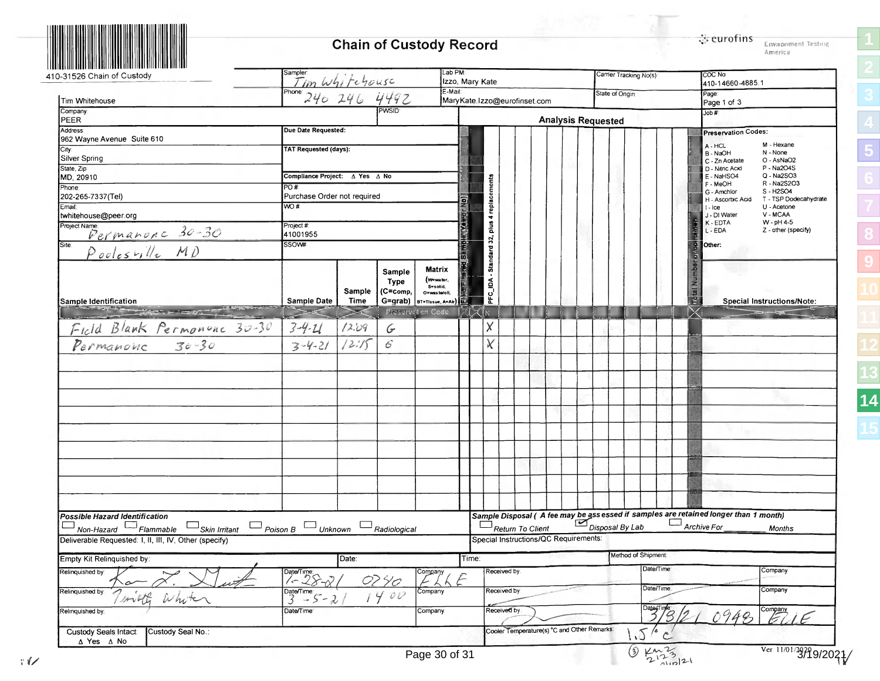410-31526 Chain of Custody

# Chain of Custody Record

eurofins Environment Testing America

| Client Information | |
|---|---|
| Client Contact: | Tim Whitehouse |
| Company: | PEER |
| Address: | 962 Wayne Avenue Suite 610 |
| City: | Silver Spring |
| State, Zip: | MD, 20910 |
| Phone: | 202-265-7337(Tel) |
| Email: | twhitehouse@peer.org |
| Project Name: | Permanone 30-30 |
| Site: | Poolesville MD |

| | |
|---|---|
| Sampler: | Tim Whitehouse |
| Phone: | 240 246 4492 |
| PWSID: | |
| Due Date Requested: | |
| TAT Requested (days): | |
| Compliance Project: | Δ Yes Δ No |
| PO #: | Purchase Order not required |
| WO #: | |
| Project #: | 41001955 |
| SSOW#: | |

| | |
|---|---|
| Lab PM: | Izzo, Mary Kate |
| E-Mail: | MaryKate.Izzo@eurofinset.com |
| Carrier Tracking No(s): | |
| State of Origin: | |
| COC No: | 410-14660-4885.1 |
| Page: | Page 1 of 3 |
| Job #: | |

**Analysis Requested**

| Sample Identification | Sample Date | Sample Time | Sample Type (C=comp, G=grab) | Matrix (W=water, S=solid, O=waste/oil, BT=Tissue, A=Air) | Field Filtered Sample (Yes or No) | Perform MS/MSD (Yes or No) | PFC_IDA - Standard 32, plus 4 replacements | Total Number of containers | Special Instructions/Note: |
|---|---|---|---|---|---|---|---|---|---|
| | | | Preservation Code: | | | | N | | |
| Field Blank Permanone 30-30 | 3-4-21 | 12:09 | G | | | | X | | |
| Permanone 30-30 | 3-4-21 | 12:15 | G | | | | X | | |

**Preservation Codes:**
A - HCL, B - NaOH, C - Zn Acetate, D - Nitric Acid, E - NaHSO4, F - MeOH, G - Amchlor, H - Ascorbic Acid, I - Ice, J - DI Water, K - EDTA, L - EDA, M - Hexane, N - None, O - AsNaO2, P - Na2O4S, Q - Na2SO3, R - Na2S2O3, S - H2SO4, T - TSP Dodecahydrate, U - Acetone, V - MCAA, W - pH 4-5, Z - other (specify)

Other:

***Possible Hazard Identification***
☐ Non-Hazard ☐ Flammable ☐ Skin Irritant ☐ Poison B ☐ Unknown ☐ Radiological

***Sample Disposal ( A fee may be assessed if samples are retained longer than 1 month)***
☐ Return To Client ☑ Disposal By Lab ☐ Archive For ____ Months

Deliverable Requested: I, II, III, IV, Other (specify)

Special Instructions/QC Requirements:

| Empty Kit Relinquished by: | Date: | Time: | Method of Shipment: |
|---|---|---|---|

| Relinquished by | Date/Time | Company | Received by | Date/Time | Company |
|---|---|---|---|---|---|
| (signature) | 1-28-21 0740 | ELLE | | | |
| Timothy Whitehouse | 3-5-21 1400 | | | | |
| | | | (signature) | 3/8/21 0948 | ELLE |

Custody Seals Intact: Δ Yes Δ No | Custody Seal No.: | Cooler Temperature(s) °C and Other Remarks: 1.5°C ③ KM 2123 3/10/21

Ver: 11/01/2020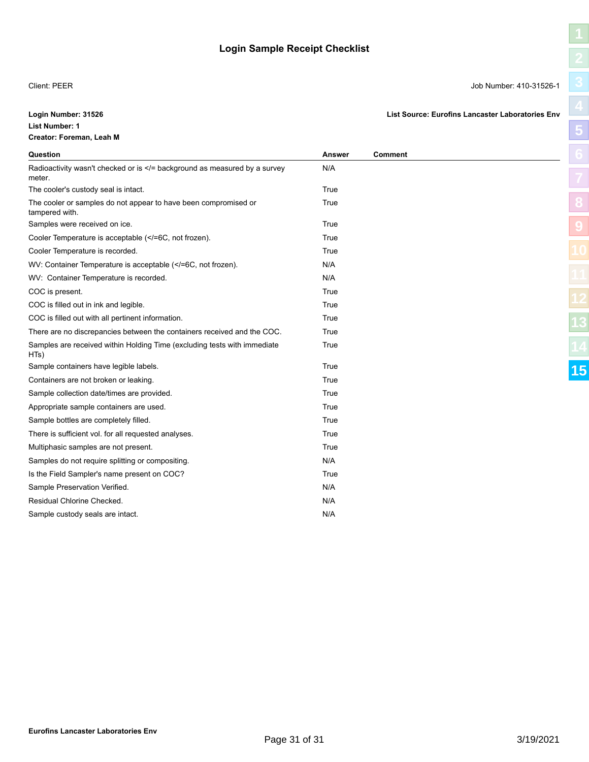# Login Sample Receipt Checklist

Client: PEER

Job Number: 410-31526-1

**Login Number: 31526**

**List Number: 1**

**Creator: Foreman, Leah M**

**List Source: Eurofins Lancaster Laboratories Env**

| Question | Answer | Comment |
|---|---|---|
| Radioactivity wasn't checked or is </= background as measured by a survey meter. | N/A | |
| The cooler's custody seal is intact. | True | |
| The cooler or samples do not appear to have been compromised or tampered with. | True | |
| Samples were received on ice. | True | |
| Cooler Temperature is acceptable (</=6C, not frozen). | True | |
| Cooler Temperature is recorded. | True | |
| WV: Container Temperature is acceptable (</=6C, not frozen). | N/A | |
| WV: Container Temperature is recorded. | N/A | |
| COC is present. | True | |
| COC is filled out in ink and legible. | True | |
| COC is filled out with all pertinent information. | True | |
| There are no discrepancies between the containers received and the COC. | True | |
| Samples are received within Holding Time (excluding tests with immediate HTs) | True | |
| Sample containers have legible labels. | True | |
| Containers are not broken or leaking. | True | |
| Sample collection date/times are provided. | True | |
| Appropriate sample containers are used. | True | |
| Sample bottles are completely filled. | True | |
| There is sufficient vol. for all requested analyses. | True | |
| Multiphasic samples are not present. | True | |
| Samples do not require splitting or compositing. | N/A | |
| Is the Field Sampler's name present on COC? | True | |
| Sample Preservation Verified. | N/A | |
| Residual Chlorine Checked. | N/A | |
| Sample custody seals are intact. | N/A | |

Eurofins Lancaster Laboratories Env

3/19/2021